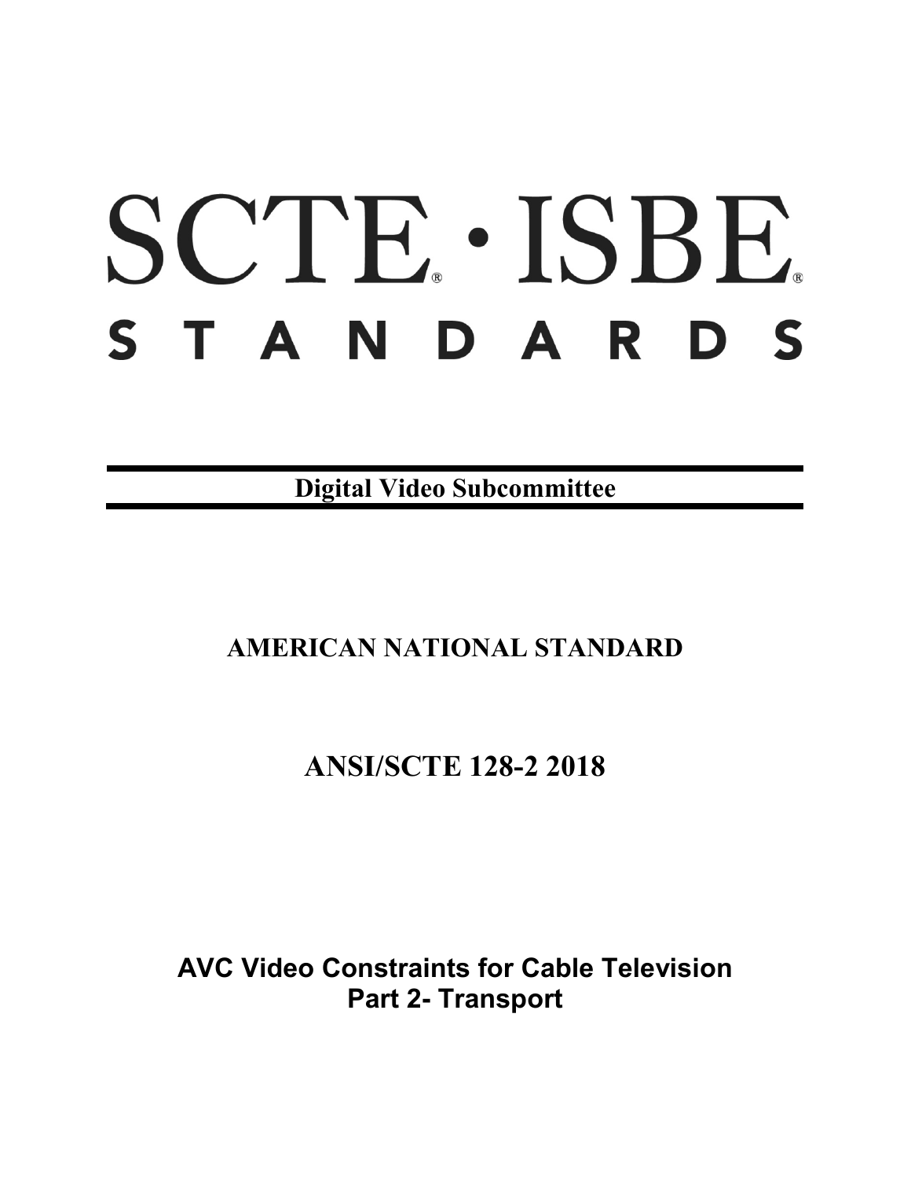# SCTE · ISBE STANDARDS

**Digital Video Subcommittee**

**AMERICAN NATIONAL STANDARD**

**ANSI/SCTE 128-2 2018**

**AVC Video Constraints for Cable Television**
**Part 2- Transport**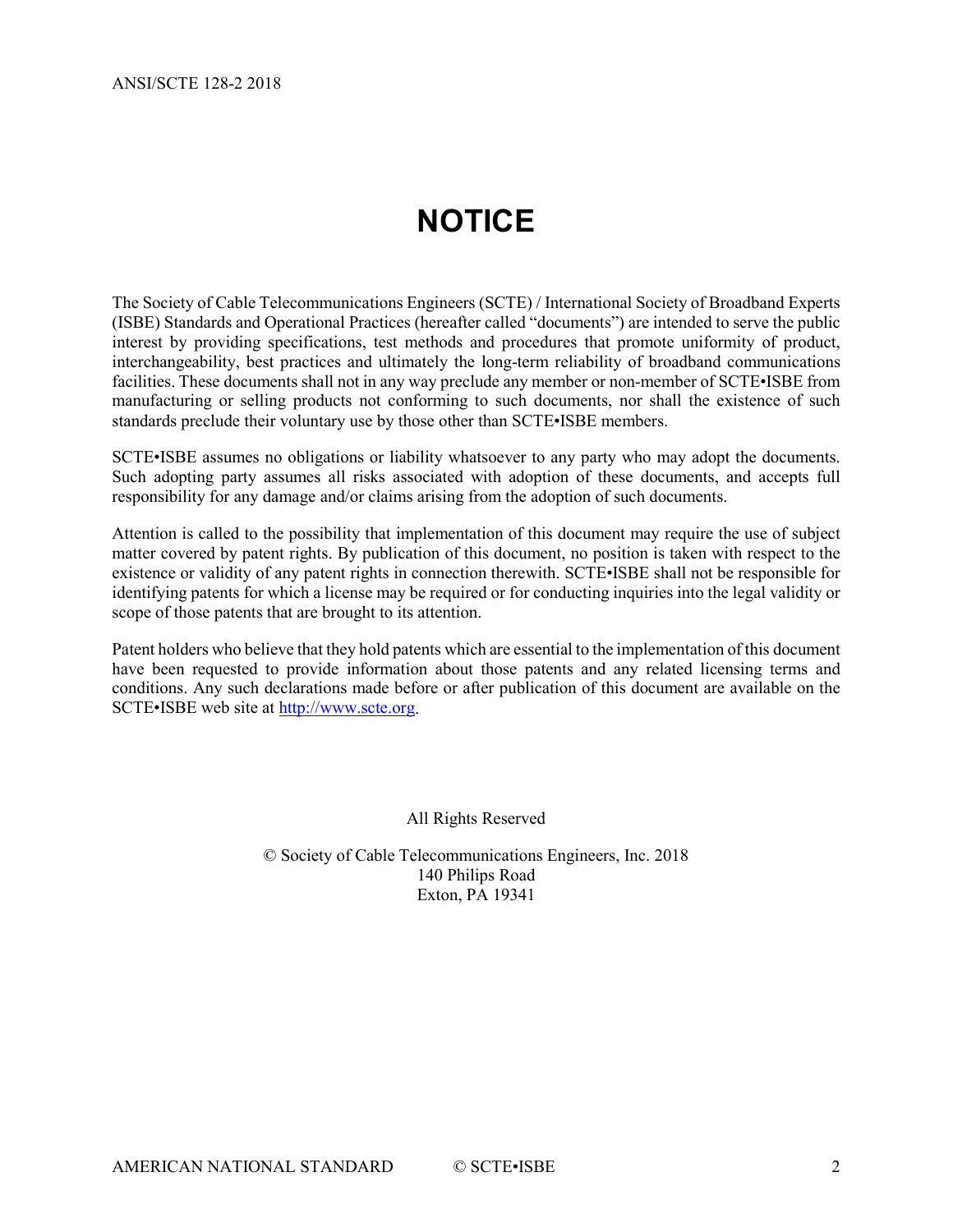# NOTICE

The Society of Cable Telecommunications Engineers (SCTE) / International Society of Broadband Experts (ISBE) Standards and Operational Practices (hereafter called "documents") are intended to serve the public interest by providing specifications, test methods and procedures that promote uniformity of product, interchangeability, best practices and ultimately the long-term reliability of broadband communications facilities. These documents shall not in any way preclude any member or non-member of SCTE•ISBE from manufacturing or selling products not conforming to such documents, nor shall the existence of such standards preclude their voluntary use by those other than SCTE•ISBE members.

SCTE•ISBE assumes no obligations or liability whatsoever to any party who may adopt the documents. Such adopting party assumes all risks associated with adoption of these documents, and accepts full responsibility for any damage and/or claims arising from the adoption of such documents.

Attention is called to the possibility that implementation of this document may require the use of subject matter covered by patent rights. By publication of this document, no position is taken with respect to the existence or validity of any patent rights in connection therewith. SCTE•ISBE shall not be responsible for identifying patents for which a license may be required or for conducting inquiries into the legal validity or scope of those patents that are brought to its attention.

Patent holders who believe that they hold patents which are essential to the implementation of this document have been requested to provide information about those patents and any related licensing terms and conditions. Any such declarations made before or after publication of this document are available on the SCTE•ISBE web site at http://www.scte.org.

All Rights Reserved

© Society of Cable Telecommunications Engineers, Inc. 2018
140 Philips Road
Exton, PA 19341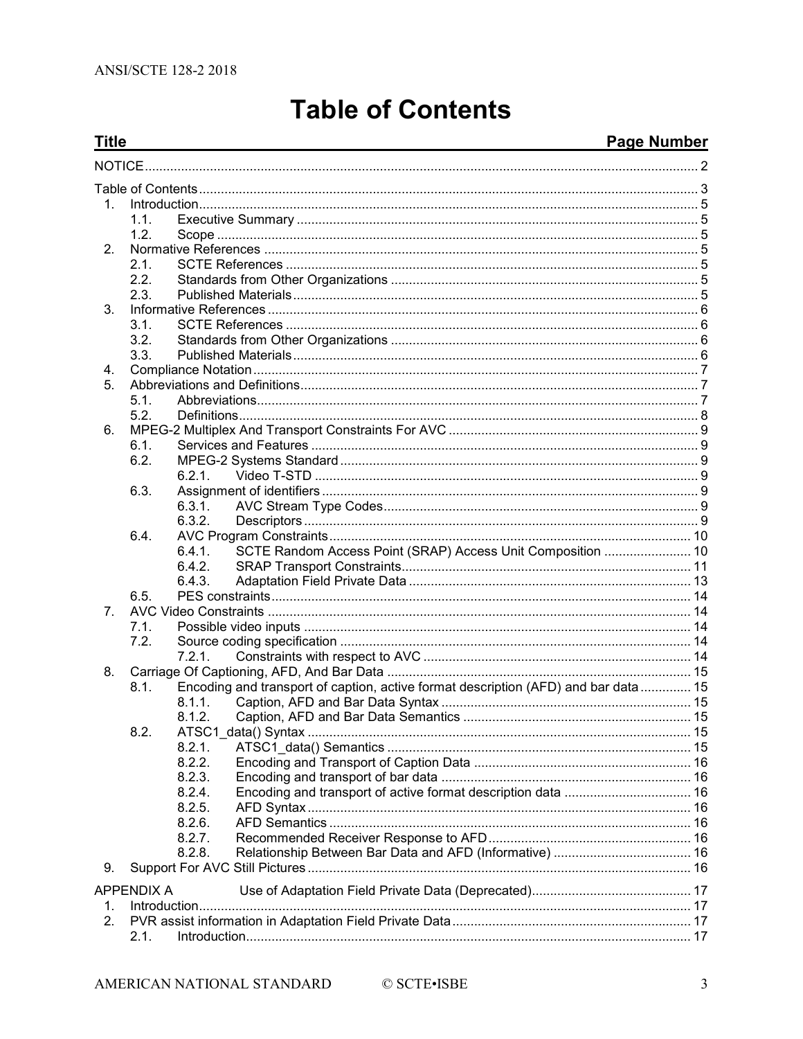# Table of Contents

| Title | Page Number |
|---|---|
| NOTICE | 2 |
| Table of Contents | 3 |
| 1. Introduction | 5 |
| 1.1. Executive Summary | 5 |
| 1.2. Scope | 5 |
| 2. Normative References | 5 |
| 2.1. SCTE References | 5 |
| 2.2. Standards from Other Organizations | 5 |
| 2.3. Published Materials | 5 |
| 3. Informative References | 6 |
| 3.1. SCTE References | 6 |
| 3.2. Standards from Other Organizations | 6 |
| 3.3. Published Materials | 6 |
| 4. Compliance Notation | 7 |
| 5. Abbreviations and Definitions | 7 |
| 5.1. Abbreviations | 7 |
| 5.2. Definitions | 8 |
| 6. MPEG-2 Multiplex And Transport Constraints For AVC | 9 |
| 6.1. Services and Features | 9 |
| 6.2. MPEG-2 Systems Standard | 9 |
| 6.2.1. Video T-STD | 9 |
| 6.3. Assignment of identifiers | 9 |
| 6.3.1. AVC Stream Type Codes | 9 |
| 6.3.2. Descriptors | 9 |
| 6.4. AVC Program Constraints | 10 |
| 6.4.1. SCTE Random Access Point (SRAP) Access Unit Composition | 10 |
| 6.4.2. SRAP Transport Constraints | 11 |
| 6.4.3. Adaptation Field Private Data | 13 |
| 6.5. PES constraints | 14 |
| 7. AVC Video Constraints | 14 |
| 7.1. Possible video inputs | 14 |
| 7.2. Source coding specification | 14 |
| 7.2.1. Constraints with respect to AVC | 14 |
| 8. Carriage Of Captioning, AFD, And Bar Data | 15 |
| 8.1. Encoding and transport of caption, active format description (AFD) and bar data | 15 |
| 8.1.1. Caption, AFD and Bar Data Syntax | 15 |
| 8.1.2. Caption, AFD and Bar Data Semantics | 15 |
| 8.2. ATSC1_data() Syntax | 15 |
| 8.2.1. ATSC1_data() Semantics | 15 |
| 8.2.2. Encoding and Transport of Caption Data | 16 |
| 8.2.3. Encoding and transport of bar data | 16 |
| 8.2.4. Encoding and transport of active format description data | 16 |
| 8.2.5. AFD Syntax | 16 |
| 8.2.6. AFD Semantics | 16 |
| 8.2.7. Recommended Receiver Response to AFD | 16 |
| 8.2.8. Relationship Between Bar Data and AFD (Informative) | 16 |
| 9. Support For AVC Still Pictures | 16 |
| APPENDIX A Use of Adaptation Field Private Data (Deprecated) | 17 |
| 1. Introduction | 17 |
| 2. PVR assist information in Adaptation Field Private Data | 17 |
| 2.1. Introduction | 17 |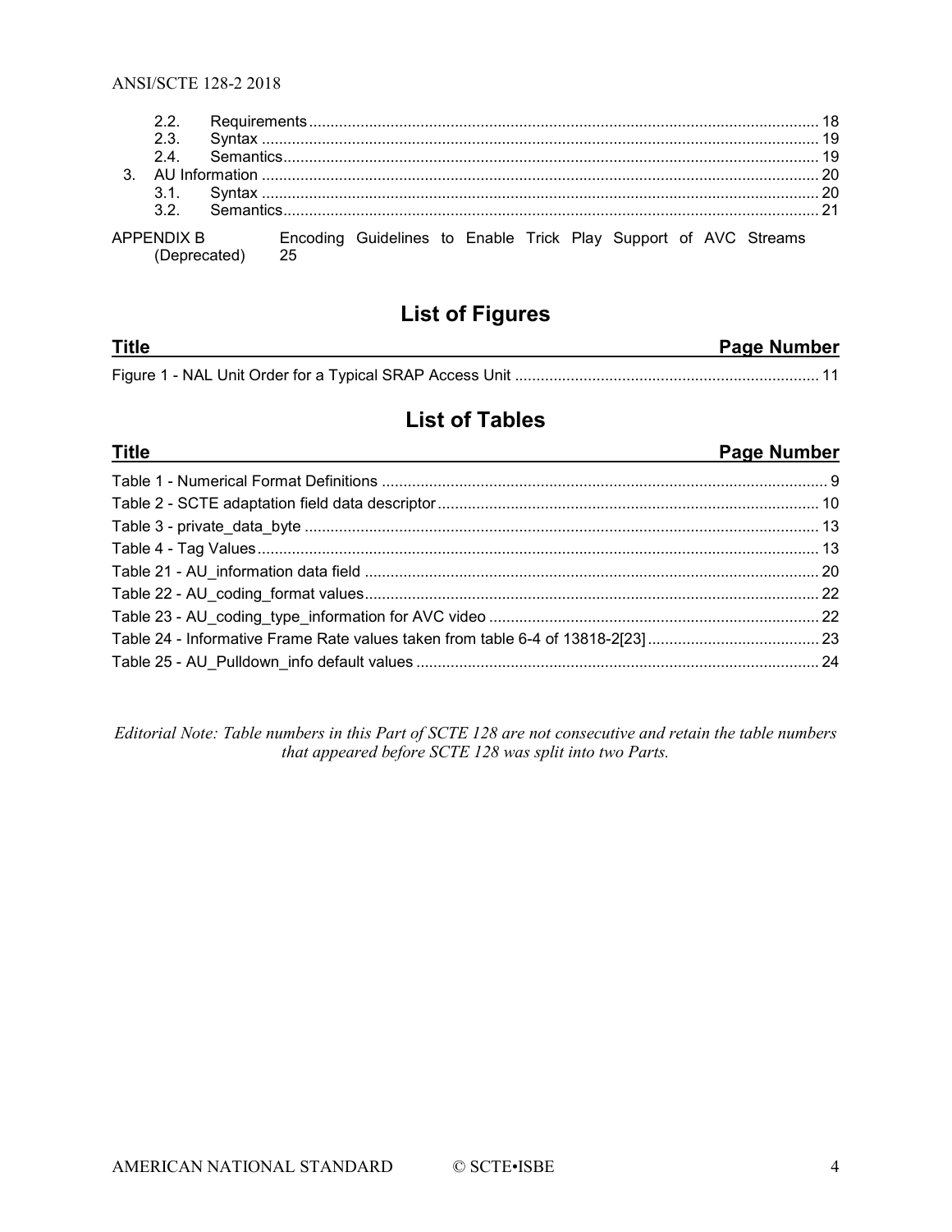2.2. Requirements ........ 18
2.3. Syntax ........ 19
2.4. Semantics ........ 19
3. AU Information ........ 20
3.1. Syntax ........ 20
3.2. Semantics ........ 21

APPENDIX B (Deprecated) Encoding Guidelines to Enable Trick Play Support of AVC Streams 25

## List of Figures

| Title | Page Number |
|---|---|
| Figure 1 - NAL Unit Order for a Typical SRAP Access Unit | 11 |

## List of Tables

| Title | Page Number |
|---|---|
| Table 1 - Numerical Format Definitions | 9 |
| Table 2 - SCTE adaptation field data descriptor | 10 |
| Table 3 - private_data_byte | 13 |
| Table 4 - Tag Values | 13 |
| Table 21 - AU_information data field | 20 |
| Table 22 - AU_coding_format values | 22 |
| Table 23 - AU_coding_type_information for AVC video | 22 |
| Table 24 - Informative Frame Rate values taken from table 6-4 of 13818-2[23] | 23 |
| Table 25 - AU_Pulldown_info default values | 24 |

*Editorial Note: Table numbers in this Part of SCTE 128 are not consecutive and retain the table numbers that appeared before SCTE 128 was split into two Parts.*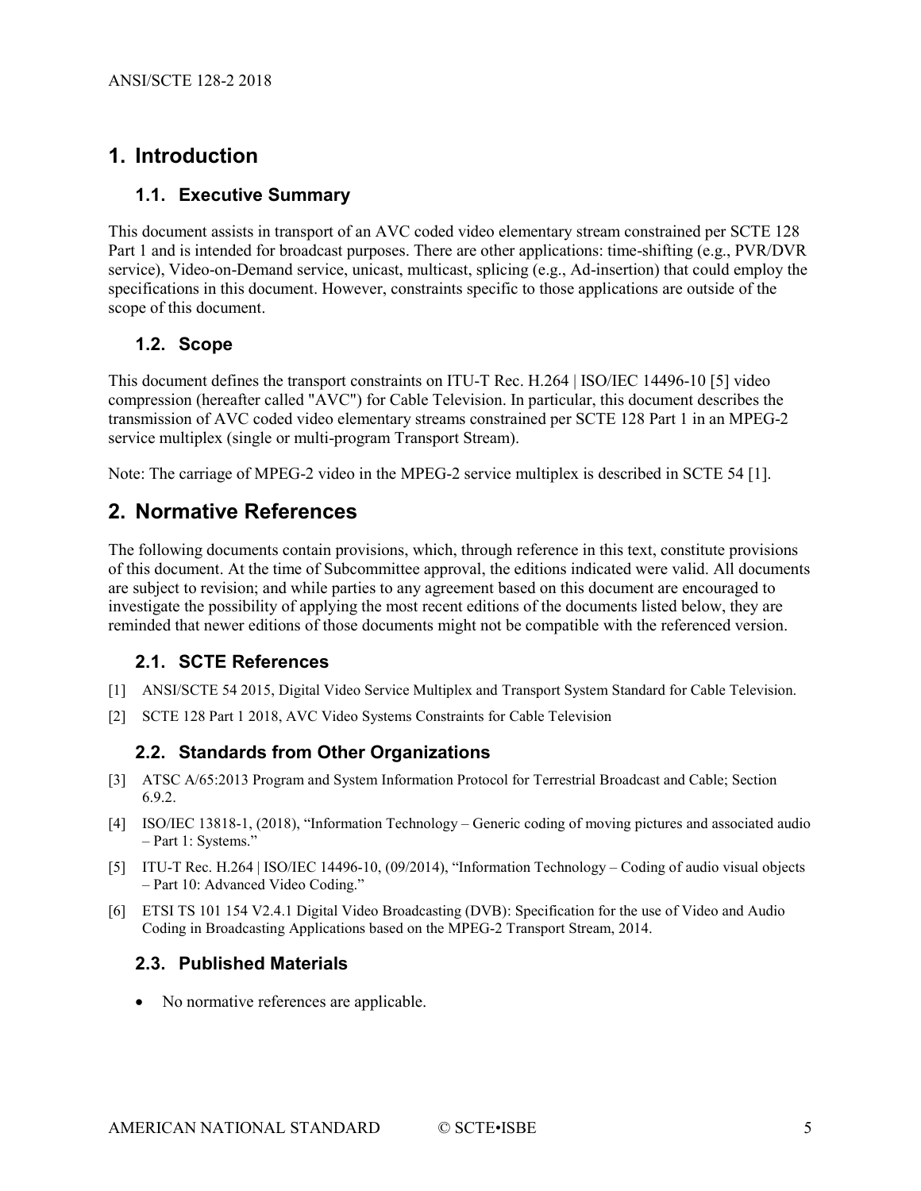# 1. Introduction

## 1.1. Executive Summary

This document assists in transport of an AVC coded video elementary stream constrained per SCTE 128 Part 1 and is intended for broadcast purposes. There are other applications: time-shifting (e.g., PVR/DVR service), Video-on-Demand service, unicast, multicast, splicing (e.g., Ad-insertion) that could employ the specifications in this document. However, constraints specific to those applications are outside of the scope of this document.

## 1.2. Scope

This document defines the transport constraints on ITU-T Rec. H.264 | ISO/IEC 14496-10 [5] video compression (hereafter called "AVC") for Cable Television. In particular, this document describes the transmission of AVC coded video elementary streams constrained per SCTE 128 Part 1 in an MPEG-2 service multiplex (single or multi-program Transport Stream).

Note: The carriage of MPEG-2 video in the MPEG-2 service multiplex is described in SCTE 54 [1].

# 2. Normative References

The following documents contain provisions, which, through reference in this text, constitute provisions of this document. At the time of Subcommittee approval, the editions indicated were valid. All documents are subject to revision; and while parties to any agreement based on this document are encouraged to investigate the possibility of applying the most recent editions of the documents listed below, they are reminded that newer editions of those documents might not be compatible with the referenced version.

## 2.1. SCTE References

[1] ANSI/SCTE 54 2015, Digital Video Service Multiplex and Transport System Standard for Cable Television.

[2] SCTE 128 Part 1 2018, AVC Video Systems Constraints for Cable Television

## 2.2. Standards from Other Organizations

[3] ATSC A/65:2013 Program and System Information Protocol for Terrestrial Broadcast and Cable; Section 6.9.2.

[4] ISO/IEC 13818-1, (2018), "Information Technology – Generic coding of moving pictures and associated audio – Part 1: Systems."

[5] ITU-T Rec. H.264 | ISO/IEC 14496-10, (09/2014), "Information Technology – Coding of audio visual objects – Part 10: Advanced Video Coding."

[6] ETSI TS 101 154 V2.4.1 Digital Video Broadcasting (DVB): Specification for the use of Video and Audio Coding in Broadcasting Applications based on the MPEG-2 Transport Stream, 2014.

## 2.3. Published Materials

- No normative references are applicable.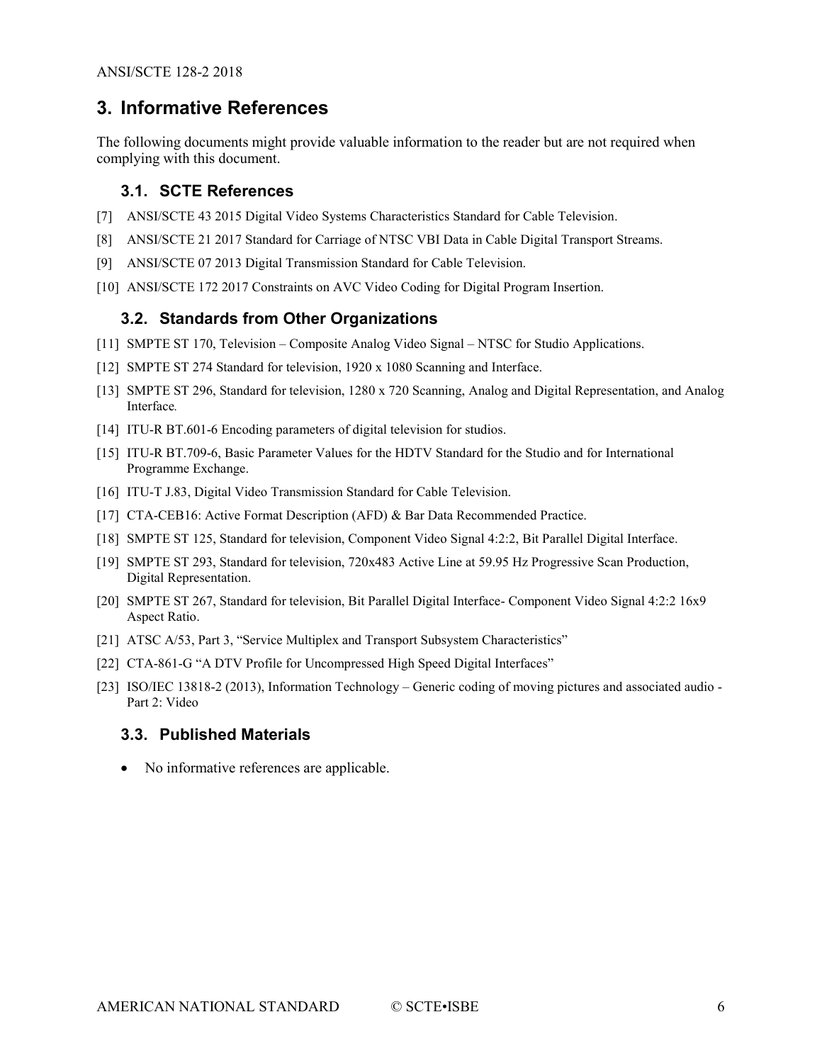# 3. Informative References

The following documents might provide valuable information to the reader but are not required when complying with this document.

## 3.1. SCTE References

[7] ANSI/SCTE 43 2015 Digital Video Systems Characteristics Standard for Cable Television.

[8] ANSI/SCTE 21 2017 Standard for Carriage of NTSC VBI Data in Cable Digital Transport Streams.

[9] ANSI/SCTE 07 2013 Digital Transmission Standard for Cable Television.

[10] ANSI/SCTE 172 2017 Constraints on AVC Video Coding for Digital Program Insertion.

## 3.2. Standards from Other Organizations

[11] SMPTE ST 170, Television – Composite Analog Video Signal – NTSC for Studio Applications.

[12] SMPTE ST 274 Standard for television, 1920 x 1080 Scanning and Interface.

[13] SMPTE ST 296, Standard for television, 1280 x 720 Scanning, Analog and Digital Representation, and Analog Interface.

[14] ITU-R BT.601-6 Encoding parameters of digital television for studios.

[15] ITU-R BT.709-6, Basic Parameter Values for the HDTV Standard for the Studio and for International Programme Exchange.

[16] ITU-T J.83, Digital Video Transmission Standard for Cable Television.

[17] CTA-CEB16: Active Format Description (AFD) & Bar Data Recommended Practice.

[18] SMPTE ST 125, Standard for television, Component Video Signal 4:2:2, Bit Parallel Digital Interface.

[19] SMPTE ST 293, Standard for television, 720x483 Active Line at 59.95 Hz Progressive Scan Production, Digital Representation.

[20] SMPTE ST 267, Standard for television, Bit Parallel Digital Interface- Component Video Signal 4:2:2 16x9 Aspect Ratio.

[21] ATSC A/53, Part 3, "Service Multiplex and Transport Subsystem Characteristics"

[22] CTA-861-G "A DTV Profile for Uncompressed High Speed Digital Interfaces"

[23] ISO/IEC 13818-2 (2013), Information Technology – Generic coding of moving pictures and associated audio - Part 2: Video

## 3.3. Published Materials

- No informative references are applicable.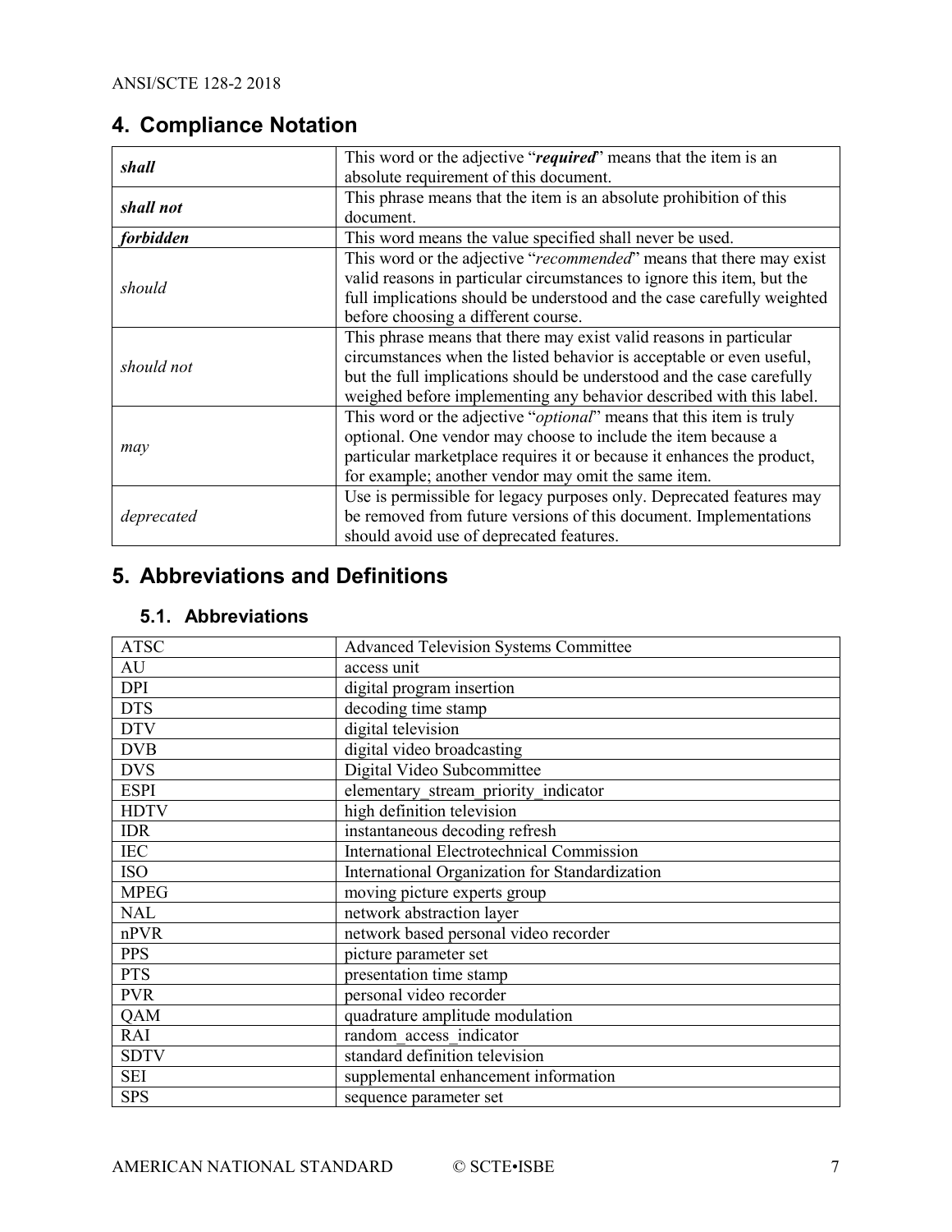## 4. Compliance Notation

| | |
|---|---|
| ***shall*** | This word or the adjective "***required***" means that the item is an absolute requirement of this document. |
| ***shall not*** | This phrase means that the item is an absolute prohibition of this document. |
| ***forbidden*** | This word means the value specified shall never be used. |
| *should* | This word or the adjective "*recommended*" means that there may exist valid reasons in particular circumstances to ignore this item, but the full implications should be understood and the case carefully weighted before choosing a different course. |
| *should not* | This phrase means that there may exist valid reasons in particular circumstances when the listed behavior is acceptable or even useful, but the full implications should be understood and the case carefully weighed before implementing any behavior described with this label. |
| *may* | This word or the adjective "*optional*" means that this item is truly optional. One vendor may choose to include the item because a particular marketplace requires it or because it enhances the product, for example; another vendor may omit the same item. |
| *deprecated* | Use is permissible for legacy purposes only. Deprecated features may be removed from future versions of this document. Implementations should avoid use of deprecated features. |

## 5. Abbreviations and Definitions

### 5.1. Abbreviations

| | |
|---|---|
| ATSC | Advanced Television Systems Committee |
| AU | access unit |
| DPI | digital program insertion |
| DTS | decoding time stamp |
| DTV | digital television |
| DVB | digital video broadcasting |
| DVS | Digital Video Subcommittee |
| ESPI | elementary_stream_priority_indicator |
| HDTV | high definition television |
| IDR | instantaneous decoding refresh |
| IEC | International Electrotechnical Commission |
| ISO | International Organization for Standardization |
| MPEG | moving picture experts group |
| NAL | network abstraction layer |
| nPVR | network based personal video recorder |
| PPS | picture parameter set |
| PTS | presentation time stamp |
| PVR | personal video recorder |
| QAM | quadrature amplitude modulation |
| RAI | random_access_indicator |
| SDTV | standard definition television |
| SEI | supplemental enhancement information |
| SPS | sequence parameter set |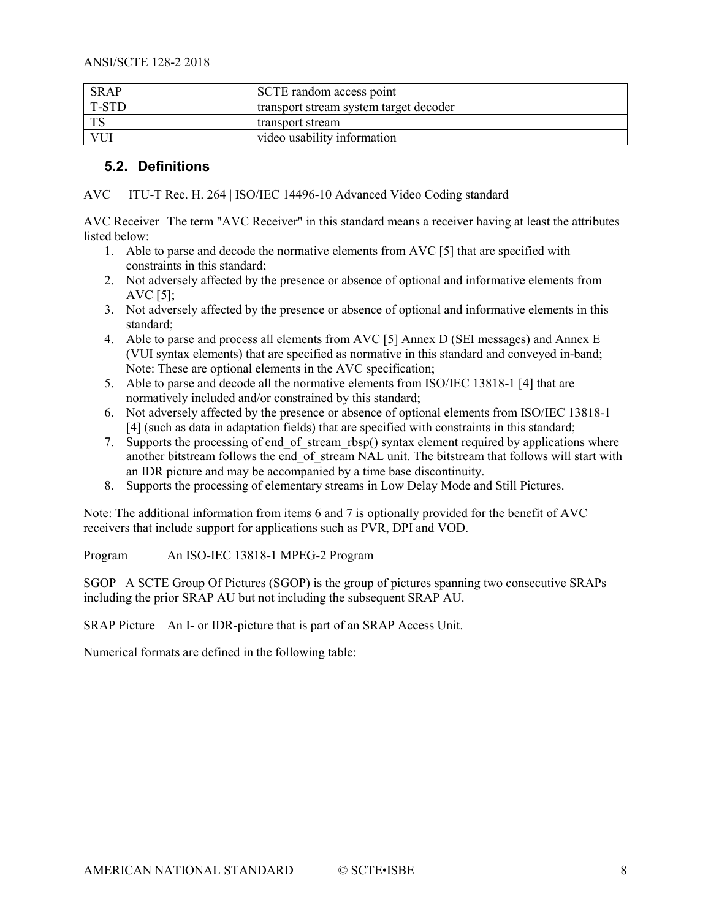| SRAP | SCTE random access point |
| --- | --- |
| T-STD | transport stream system target decoder |
| TS | transport stream |
| VUI | video usability information |

## 5.2. Definitions

AVC ITU-T Rec. H. 264 | ISO/IEC 14496-10 Advanced Video Coding standard

AVC Receiver The term "AVC Receiver" in this standard means a receiver having at least the attributes listed below:

1. Able to parse and decode the normative elements from AVC [5] that are specified with constraints in this standard;
2. Not adversely affected by the presence or absence of optional and informative elements from AVC [5];
3. Not adversely affected by the presence or absence of optional and informative elements in this standard;
4. Able to parse and process all elements from AVC [5] Annex D (SEI messages) and Annex E (VUI syntax elements) that are specified as normative in this standard and conveyed in-band; Note: These are optional elements in the AVC specification;
5. Able to parse and decode all the normative elements from ISO/IEC 13818-1 [4] that are normatively included and/or constrained by this standard;
6. Not adversely affected by the presence or absence of optional elements from ISO/IEC 13818-1 [4] (such as data in adaptation fields) that are specified with constraints in this standard;
7. Supports the processing of end_of_stream_rbsp() syntax element required by applications where another bitstream follows the end_of_stream NAL unit. The bitstream that follows will start with an IDR picture and may be accompanied by a time base discontinuity.
8. Supports the processing of elementary streams in Low Delay Mode and Still Pictures.

Note: The additional information from items 6 and 7 is optionally provided for the benefit of AVC receivers that include support for applications such as PVR, DPI and VOD.

Program An ISO-IEC 13818-1 MPEG-2 Program

SGOP A SCTE Group Of Pictures (SGOP) is the group of pictures spanning two consecutive SRAPs including the prior SRAP AU but not including the subsequent SRAP AU.

SRAP Picture An I- or IDR-picture that is part of an SRAP Access Unit.

Numerical formats are defined in the following table: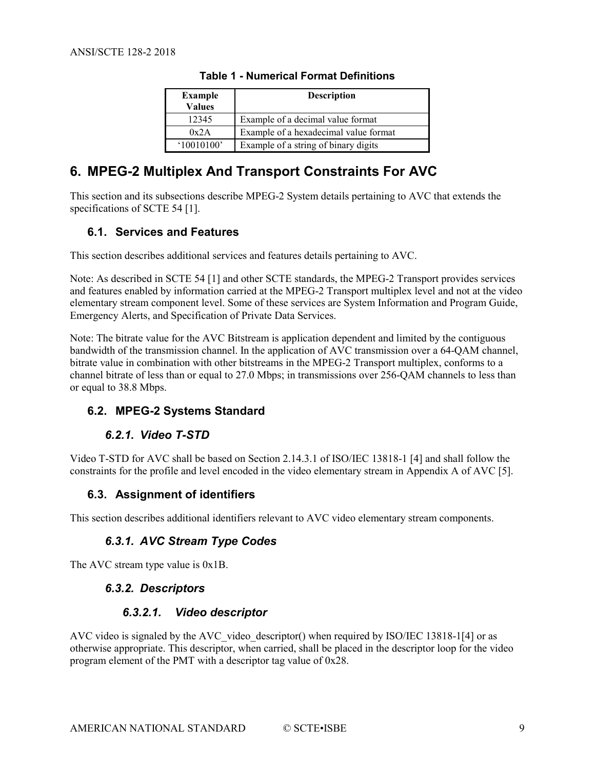**Table 1 - Numerical Format Definitions**

| Example Values | Description |
| --- | --- |
| 12345 | Example of a decimal value format |
| 0x2A | Example of a hexadecimal value format |
| '10010100' | Example of a string of binary digits |

# 6. MPEG-2 Multiplex And Transport Constraints For AVC

This section and its subsections describe MPEG-2 System details pertaining to AVC that extends the specifications of SCTE 54 [1].

## 6.1. Services and Features

This section describes additional services and features details pertaining to AVC.

Note: As described in SCTE 54 [1] and other SCTE standards, the MPEG-2 Transport provides services and features enabled by information carried at the MPEG-2 Transport multiplex level and not at the video elementary stream component level. Some of these services are System Information and Program Guide, Emergency Alerts, and Specification of Private Data Services.

Note: The bitrate value for the AVC Bitstream is application dependent and limited by the contiguous bandwidth of the transmission channel. In the application of AVC transmission over a 64-QAM channel, bitrate value in combination with other bitstreams in the MPEG-2 Transport multiplex, conforms to a channel bitrate of less than or equal to 27.0 Mbps; in transmissions over 256-QAM channels to less than or equal to 38.8 Mbps.

## 6.2. MPEG-2 Systems Standard

### *6.2.1. Video T-STD*

Video T-STD for AVC shall be based on Section 2.14.3.1 of ISO/IEC 13818-1 [4] and shall follow the constraints for the profile and level encoded in the video elementary stream in Appendix A of AVC [5].

## 6.3. Assignment of identifiers

This section describes additional identifiers relevant to AVC video elementary stream components.

### *6.3.1. AVC Stream Type Codes*

The AVC stream type value is 0x1B.

### *6.3.2. Descriptors*

#### *6.3.2.1. Video descriptor*

AVC video is signaled by the AVC_video_descriptor() when required by ISO/IEC 13818-1[4] or as otherwise appropriate. This descriptor, when carried, shall be placed in the descriptor loop for the video program element of the PMT with a descriptor tag value of 0x28.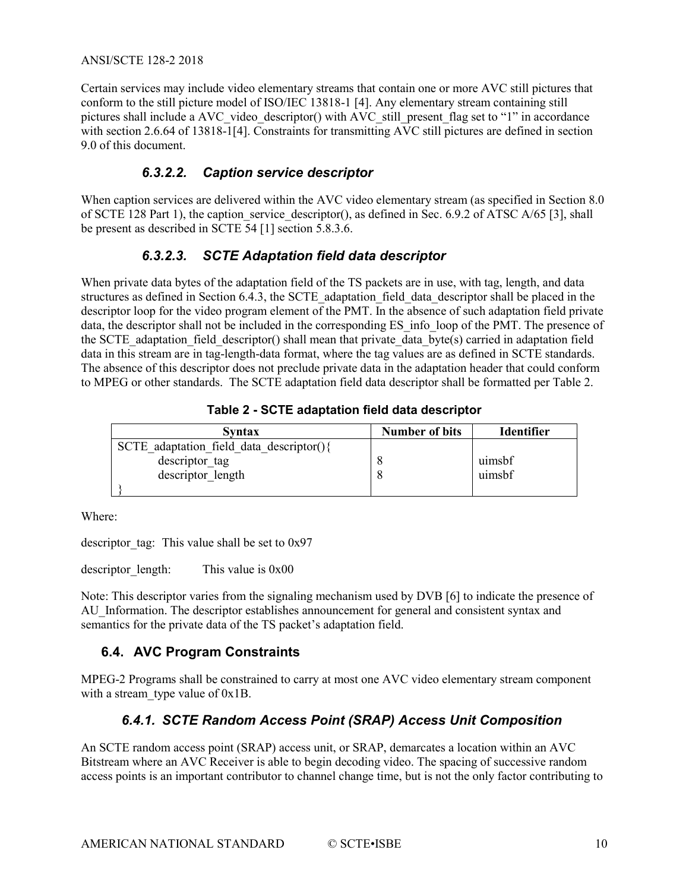Certain services may include video elementary streams that contain one or more AVC still pictures that conform to the still picture model of ISO/IEC 13818-1 [4]. Any elementary stream containing still pictures shall include a AVC_video_descriptor() with AVC_still_present_flag set to "1" in accordance with section 2.6.64 of 13818-1[4]. Constraints for transmitting AVC still pictures are defined in section 9.0 of this document.

#### *6.3.2.2. Caption service descriptor*

When caption services are delivered within the AVC video elementary stream (as specified in Section 8.0 of SCTE 128 Part 1), the caption_service_descriptor(), as defined in Sec. 6.9.2 of ATSC A/65 [3], shall be present as described in SCTE 54 [1] section 5.8.3.6.

#### *6.3.2.3. SCTE Adaptation field data descriptor*

When private data bytes of the adaptation field of the TS packets are in use, with tag, length, and data structures as defined in Section 6.4.3, the SCTE_adaptation_field_data_descriptor shall be placed in the descriptor loop for the video program element of the PMT. In the absence of such adaptation field private data, the descriptor shall not be included in the corresponding ES_info_loop of the PMT. The presence of the SCTE_adaptation_field_descriptor() shall mean that private_data_byte(s) carried in adaptation field data in this stream are in tag-length-data format, where the tag values are as defined in SCTE standards. The absence of this descriptor does not preclude private data in the adaptation header that could conform to MPEG or other standards. The SCTE adaptation field data descriptor shall be formatted per Table 2.

**Table 2 - SCTE adaptation field data descriptor**

| Syntax | Number of bits | Identifier |
|---|---|---|
| SCTE_adaptation_field_data_descriptor(){ | | |
| descriptor_tag | 8 | uimsbf |
| descriptor_length | 8 | uimsbf |
| } | | |

Where:

descriptor_tag: This value shall be set to 0x97

descriptor_length: This value is 0x00

Note: This descriptor varies from the signaling mechanism used by DVB [6] to indicate the presence of AU_Information. The descriptor establishes announcement for general and consistent syntax and semantics for the private data of the TS packet's adaptation field.

## 6.4. AVC Program Constraints

MPEG-2 Programs shall be constrained to carry at most one AVC video elementary stream component with a stream_type value of 0x1B.

### *6.4.1. SCTE Random Access Point (SRAP) Access Unit Composition*

An SCTE random access point (SRAP) access unit, or SRAP, demarcates a location within an AVC Bitstream where an AVC Receiver is able to begin decoding video. The spacing of successive random access points is an important contributor to channel change time, but is not the only factor contributing to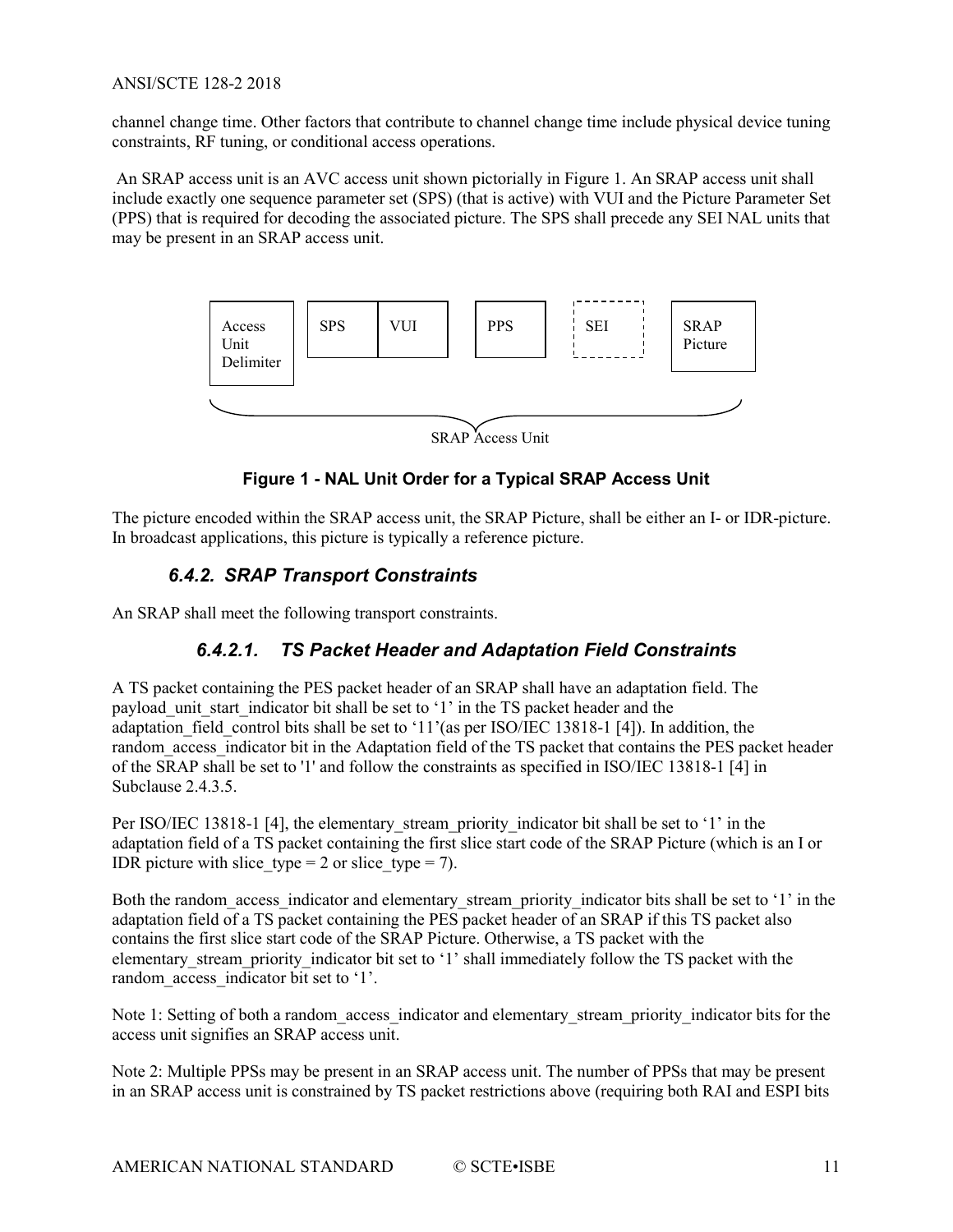channel change time. Other factors that contribute to channel change time include physical device tuning constraints, RF tuning, or conditional access operations.

An SRAP access unit is an AVC access unit shown pictorially in Figure 1. An SRAP access unit shall include exactly one sequence parameter set (SPS) (that is active) with VUI and the Picture Parameter Set (PPS) that is required for decoding the associated picture. The SPS shall precede any SEI NAL units that may be present in an SRAP access unit.

| Access Unit Delimiter | SPS | VUI | PPS | SEI | SRAP Picture |
|---|---|---|---|---|---|

SRAP Access Unit

**Figure 1 - NAL Unit Order for a Typical SRAP Access Unit**

The picture encoded within the SRAP access unit, the SRAP Picture, shall be either an I- or IDR-picture. In broadcast applications, this picture is typically a reference picture.

### *6.4.2. SRAP Transport Constraints*

An SRAP shall meet the following transport constraints.

#### *6.4.2.1. TS Packet Header and Adaptation Field Constraints*

A TS packet containing the PES packet header of an SRAP shall have an adaptation field. The payload_unit_start_indicator bit shall be set to '1' in the TS packet header and the adaptation_field_control bits shall be set to '11'(as per ISO/IEC 13818-1 [4]). In addition, the random_access_indicator bit in the Adaptation field of the TS packet that contains the PES packet header of the SRAP shall be set to '1' and follow the constraints as specified in ISO/IEC 13818-1 [4] in Subclause 2.4.3.5.

Per ISO/IEC 13818-1 [4], the elementary_stream_priority_indicator bit shall be set to '1' in the adaptation field of a TS packet containing the first slice start code of the SRAP Picture (which is an I or IDR picture with slice_type = 2 or slice_type = 7).

Both the random_access_indicator and elementary_stream_priority_indicator bits shall be set to '1' in the adaptation field of a TS packet containing the PES packet header of an SRAP if this TS packet also contains the first slice start code of the SRAP Picture. Otherwise, a TS packet with the elementary_stream_priority_indicator bit set to '1' shall immediately follow the TS packet with the random_access_indicator bit set to '1'.

Note 1: Setting of both a random_access_indicator and elementary_stream_priority_indicator bits for the access unit signifies an SRAP access unit.

Note 2: Multiple PPSs may be present in an SRAP access unit. The number of PPSs that may be present in an SRAP access unit is constrained by TS packet restrictions above (requiring both RAI and ESPI bits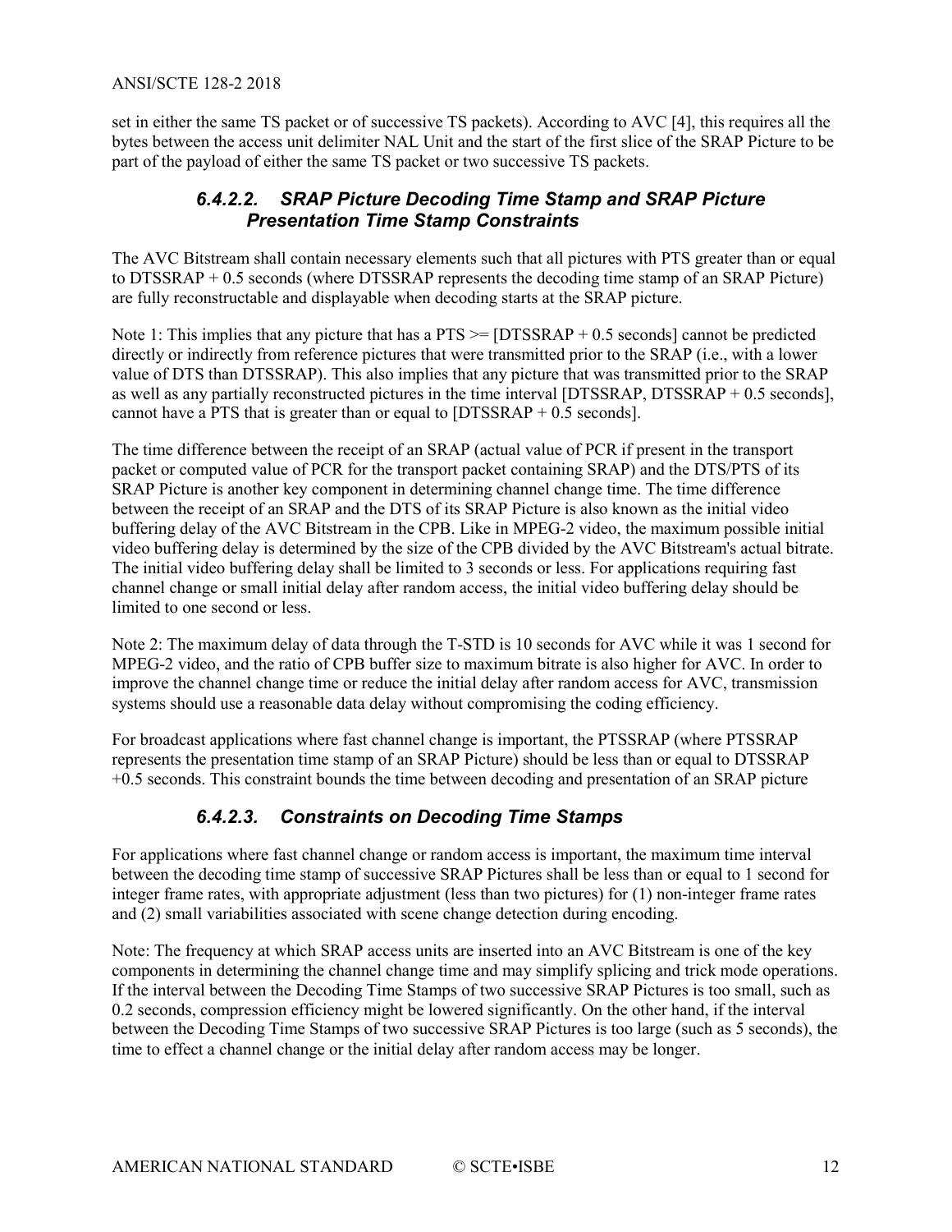set in either the same TS packet or of successive TS packets). According to AVC [4], this requires all the bytes between the access unit delimiter NAL Unit and the start of the first slice of the SRAP Picture to be part of the payload of either the same TS packet or two successive TS packets.

#### *6.4.2.2. SRAP Picture Decoding Time Stamp and SRAP Picture Presentation Time Stamp Constraints*

The AVC Bitstream shall contain necessary elements such that all pictures with PTS greater than or equal to DTSSRAP + 0.5 seconds (where DTSSRAP represents the decoding time stamp of an SRAP Picture) are fully reconstructable and displayable when decoding starts at the SRAP picture.

Note 1: This implies that any picture that has a PTS >= [DTSSRAP + 0.5 seconds] cannot be predicted directly or indirectly from reference pictures that were transmitted prior to the SRAP (i.e., with a lower value of DTS than DTSSRAP). This also implies that any picture that was transmitted prior to the SRAP as well as any partially reconstructed pictures in the time interval [DTSSRAP, DTSSRAP + 0.5 seconds], cannot have a PTS that is greater than or equal to [DTSSRAP + 0.5 seconds].

The time difference between the receipt of an SRAP (actual value of PCR if present in the transport packet or computed value of PCR for the transport packet containing SRAP) and the DTS/PTS of its SRAP Picture is another key component in determining channel change time. The time difference between the receipt of an SRAP and the DTS of its SRAP Picture is also known as the initial video buffering delay of the AVC Bitstream in the CPB. Like in MPEG-2 video, the maximum possible initial video buffering delay is determined by the size of the CPB divided by the AVC Bitstream's actual bitrate. The initial video buffering delay shall be limited to 3 seconds or less. For applications requiring fast channel change or small initial delay after random access, the initial video buffering delay should be limited to one second or less.

Note 2: The maximum delay of data through the T-STD is 10 seconds for AVC while it was 1 second for MPEG-2 video, and the ratio of CPB buffer size to maximum bitrate is also higher for AVC. In order to improve the channel change time or reduce the initial delay after random access for AVC, transmission systems should use a reasonable data delay without compromising the coding efficiency.

For broadcast applications where fast channel change is important, the PTSSRAP (where PTSSRAP represents the presentation time stamp of an SRAP Picture) should be less than or equal to DTSSRAP +0.5 seconds. This constraint bounds the time between decoding and presentation of an SRAP picture

#### *6.4.2.3. Constraints on Decoding Time Stamps*

For applications where fast channel change or random access is important, the maximum time interval between the decoding time stamp of successive SRAP Pictures shall be less than or equal to 1 second for integer frame rates, with appropriate adjustment (less than two pictures) for (1) non-integer frame rates and (2) small variabilities associated with scene change detection during encoding.

Note: The frequency at which SRAP access units are inserted into an AVC Bitstream is one of the key components in determining the channel change time and may simplify splicing and trick mode operations. If the interval between the Decoding Time Stamps of two successive SRAP Pictures is too small, such as 0.2 seconds, compression efficiency might be lowered significantly. On the other hand, if the interval between the Decoding Time Stamps of two successive SRAP Pictures is too large (such as 5 seconds), the time to effect a channel change or the initial delay after random access may be longer.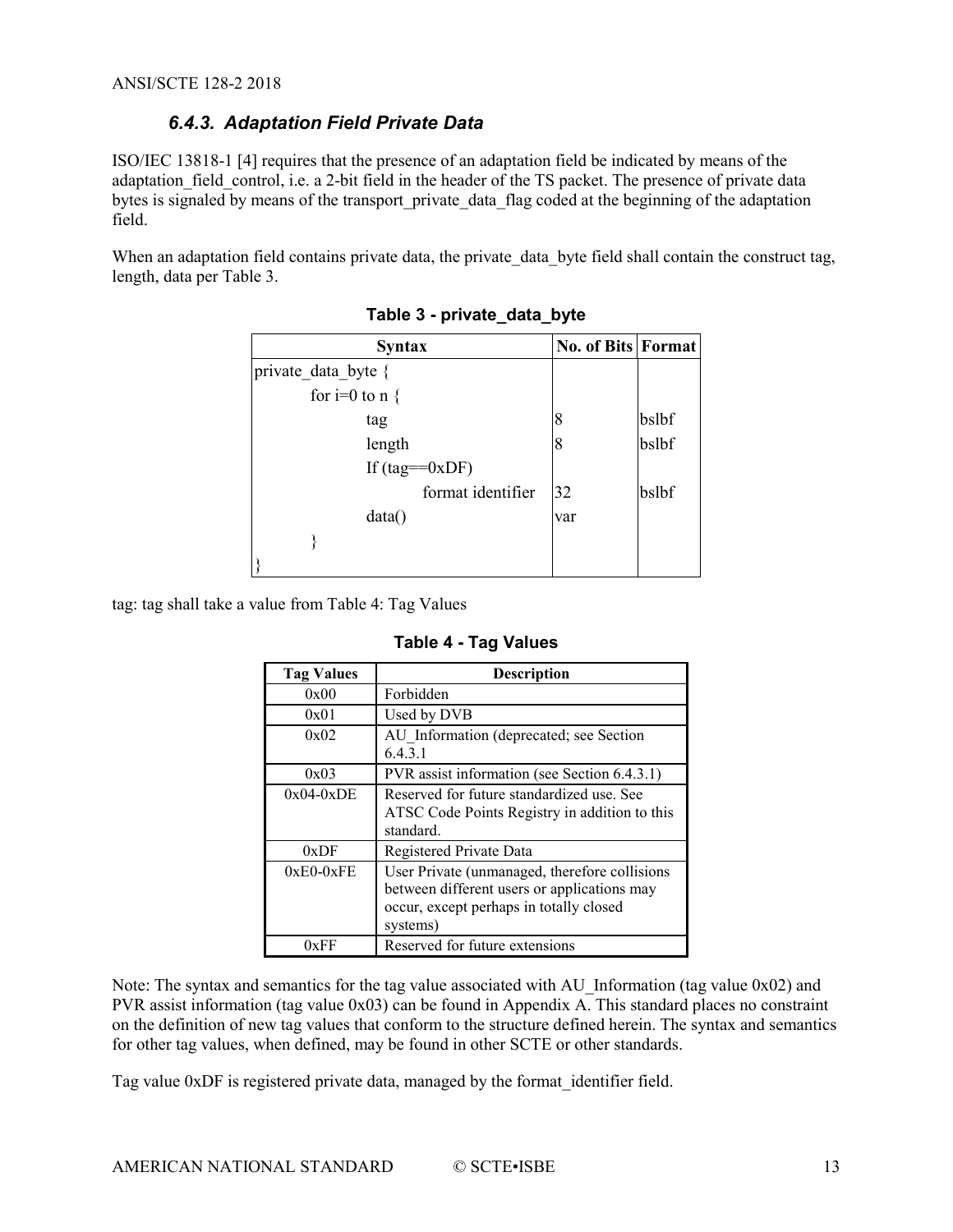### *6.4.3. Adaptation Field Private Data*

ISO/IEC 13818-1 [4] requires that the presence of an adaptation field be indicated by means of the adaptation_field_control, i.e. a 2-bit field in the header of the TS packet. The presence of private data bytes is signaled by means of the transport_private_data_flag coded at the beginning of the adaptation field.

When an adaptation field contains private data, the private_data_byte field shall contain the construct tag, length, data per Table 3.

**Table 3 - private_data_byte**

| Syntax | No. of Bits | Format |
|---|---|---|
| private_data_byte { | | |
| &nbsp;&nbsp;&nbsp;&nbsp;for i=0 to n { | | |
| &nbsp;&nbsp;&nbsp;&nbsp;&nbsp;&nbsp;&nbsp;&nbsp;tag | 8 | bslbf |
| &nbsp;&nbsp;&nbsp;&nbsp;&nbsp;&nbsp;&nbsp;&nbsp;length | 8 | bslbf |
| &nbsp;&nbsp;&nbsp;&nbsp;&nbsp;&nbsp;&nbsp;&nbsp;If (tag==0xDF) | | |
| &nbsp;&nbsp;&nbsp;&nbsp;&nbsp;&nbsp;&nbsp;&nbsp;&nbsp;&nbsp;&nbsp;&nbsp;format identifier | 32 | bslbf |
| &nbsp;&nbsp;&nbsp;&nbsp;&nbsp;&nbsp;&nbsp;&nbsp;data() | var | |
| &nbsp;&nbsp;&nbsp;&nbsp;} | | |
| } | | |

tag: tag shall take a value from Table 4: Tag Values

**Table 4 - Tag Values**

| Tag Values | Description |
|---|---|
| 0x00 | Forbidden |
| 0x01 | Used by DVB |
| 0x02 | AU_Information (deprecated; see Section 6.4.3.1 |
| 0x03 | PVR assist information (see Section 6.4.3.1) |
| 0x04-0xDE | Reserved for future standardized use. See ATSC Code Points Registry in addition to this standard. |
| 0xDF | Registered Private Data |
| 0xE0-0xFE | User Private (unmanaged, therefore collisions between different users or applications may occur, except perhaps in totally closed systems) |
| 0xFF | Reserved for future extensions |

Note: The syntax and semantics for the tag value associated with AU_Information (tag value 0x02) and PVR assist information (tag value 0x03) can be found in Appendix A. This standard places no constraint on the definition of new tag values that conform to the structure defined herein. The syntax and semantics for other tag values, when defined, may be found in other SCTE or other standards.

Tag value 0xDF is registered private data, managed by the format_identifier field.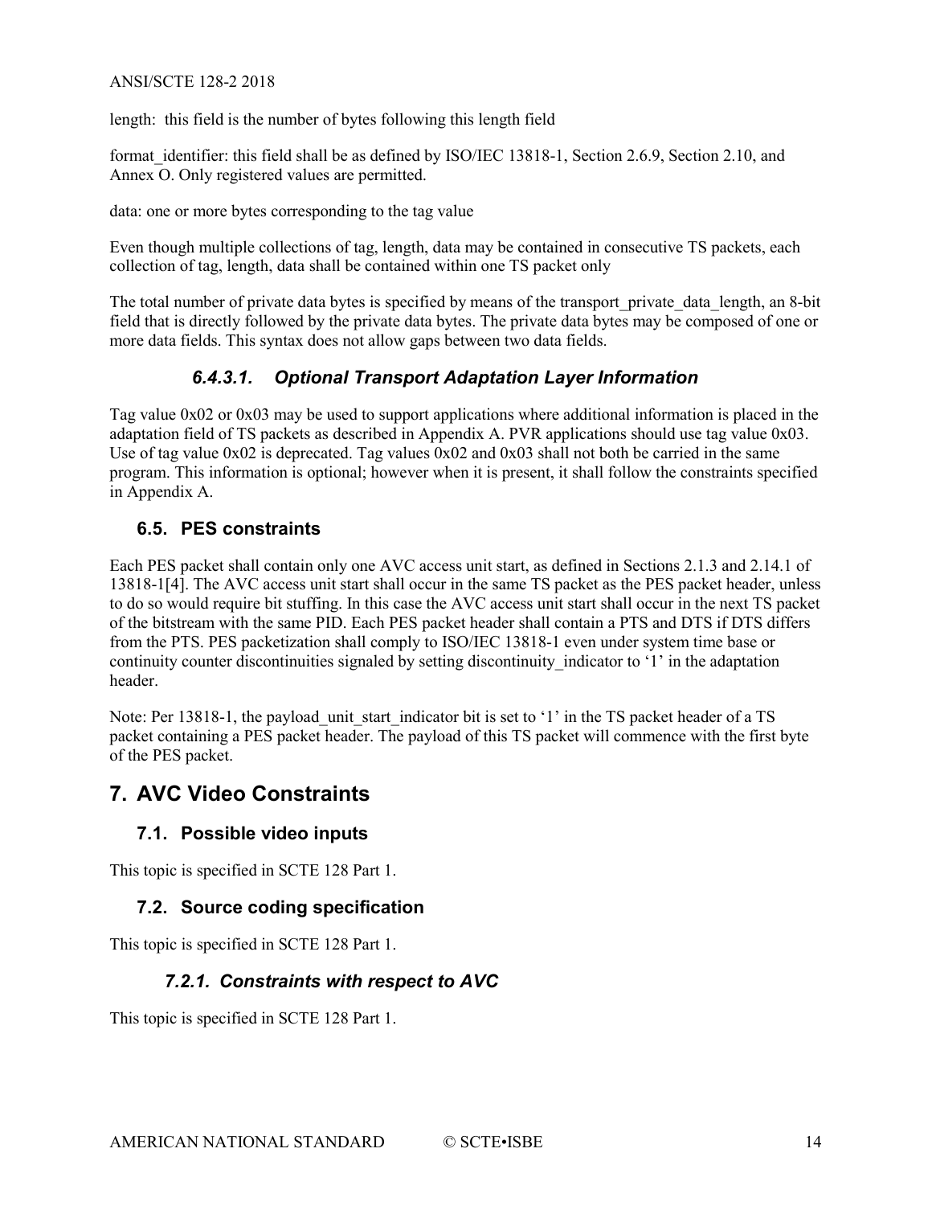length: this field is the number of bytes following this length field

format_identifier: this field shall be as defined by ISO/IEC 13818-1, Section 2.6.9, Section 2.10, and Annex O. Only registered values are permitted.

data: one or more bytes corresponding to the tag value

Even though multiple collections of tag, length, data may be contained in consecutive TS packets, each collection of tag, length, data shall be contained within one TS packet only

The total number of private data bytes is specified by means of the transport_private_data_length, an 8-bit field that is directly followed by the private data bytes. The private data bytes may be composed of one or more data fields. This syntax does not allow gaps between two data fields.

#### *6.4.3.1. Optional Transport Adaptation Layer Information*

Tag value 0x02 or 0x03 may be used to support applications where additional information is placed in the adaptation field of TS packets as described in Appendix A. PVR applications should use tag value 0x03. Use of tag value 0x02 is deprecated. Tag values 0x02 and 0x03 shall not both be carried in the same program. This information is optional; however when it is present, it shall follow the constraints specified in Appendix A.

## 6.5. PES constraints

Each PES packet shall contain only one AVC access unit start, as defined in Sections 2.1.3 and 2.14.1 of 13818-1[4]. The AVC access unit start shall occur in the same TS packet as the PES packet header, unless to do so would require bit stuffing. In this case the AVC access unit start shall occur in the next TS packet of the bitstream with the same PID. Each PES packet header shall contain a PTS and DTS if DTS differs from the PTS. PES packetization shall comply to ISO/IEC 13818-1 even under system time base or continuity counter discontinuities signaled by setting discontinuity_indicator to '1' in the adaptation header.

Note: Per 13818-1, the payload_unit_start_indicator bit is set to '1' in the TS packet header of a TS packet containing a PES packet header. The payload of this TS packet will commence with the first byte of the PES packet.

# 7. AVC Video Constraints

## 7.1. Possible video inputs

This topic is specified in SCTE 128 Part 1.

## 7.2. Source coding specification

This topic is specified in SCTE 128 Part 1.

### *7.2.1. Constraints with respect to AVC*

This topic is specified in SCTE 128 Part 1.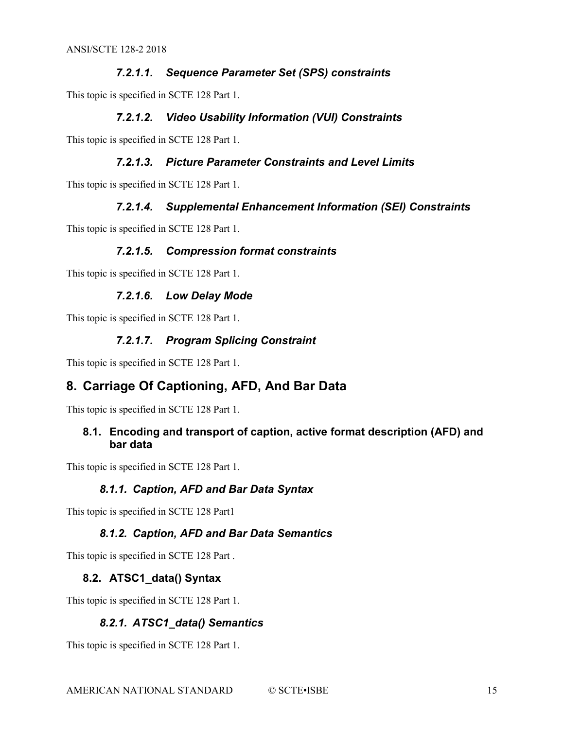#### *7.2.1.1. Sequence Parameter Set (SPS) constraints*

This topic is specified in SCTE 128 Part 1.

#### *7.2.1.2. Video Usability Information (VUI) Constraints*

This topic is specified in SCTE 128 Part 1.

#### *7.2.1.3. Picture Parameter Constraints and Level Limits*

This topic is specified in SCTE 128 Part 1.

#### *7.2.1.4. Supplemental Enhancement Information (SEI) Constraints*

This topic is specified in SCTE 128 Part 1.

#### *7.2.1.5. Compression format constraints*

This topic is specified in SCTE 128 Part 1.

#### *7.2.1.6. Low Delay Mode*

This topic is specified in SCTE 128 Part 1.

#### *7.2.1.7. Program Splicing Constraint*

This topic is specified in SCTE 128 Part 1.

# 8. Carriage Of Captioning, AFD, And Bar Data

This topic is specified in SCTE 128 Part 1.

## 8.1. Encoding and transport of caption, active format description (AFD) and bar data

This topic is specified in SCTE 128 Part 1.

### *8.1.1. Caption, AFD and Bar Data Syntax*

This topic is specified in SCTE 128 Part1

### *8.1.2. Caption, AFD and Bar Data Semantics*

This topic is specified in SCTE 128 Part .

## 8.2. ATSC1_data() Syntax

This topic is specified in SCTE 128 Part 1.

### *8.2.1. ATSC1_data() Semantics*

This topic is specified in SCTE 128 Part 1.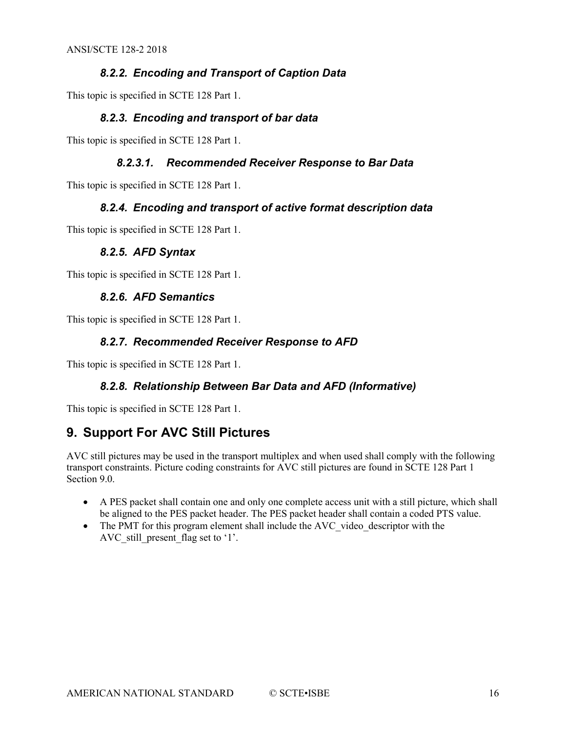### 8.2.2. Encoding and Transport of Caption Data

This topic is specified in SCTE 128 Part 1.

### 8.2.3. Encoding and transport of bar data

This topic is specified in SCTE 128 Part 1.

#### 8.2.3.1. Recommended Receiver Response to Bar Data

This topic is specified in SCTE 128 Part 1.

### 8.2.4. Encoding and transport of active format description data

This topic is specified in SCTE 128 Part 1.

### 8.2.5. AFD Syntax

This topic is specified in SCTE 128 Part 1.

### 8.2.6. AFD Semantics

This topic is specified in SCTE 128 Part 1.

### 8.2.7. Recommended Receiver Response to AFD

This topic is specified in SCTE 128 Part 1.

### 8.2.8. Relationship Between Bar Data and AFD (Informative)

This topic is specified in SCTE 128 Part 1.

## 9. Support For AVC Still Pictures

AVC still pictures may be used in the transport multiplex and when used shall comply with the following transport constraints. Picture coding constraints for AVC still pictures are found in SCTE 128 Part 1 Section 9.0.

- A PES packet shall contain one and only one complete access unit with a still picture, which shall be aligned to the PES packet header. The PES packet header shall contain a coded PTS value.
- The PMT for this program element shall include the AVC_video_descriptor with the AVC_still_present_flag set to '1'.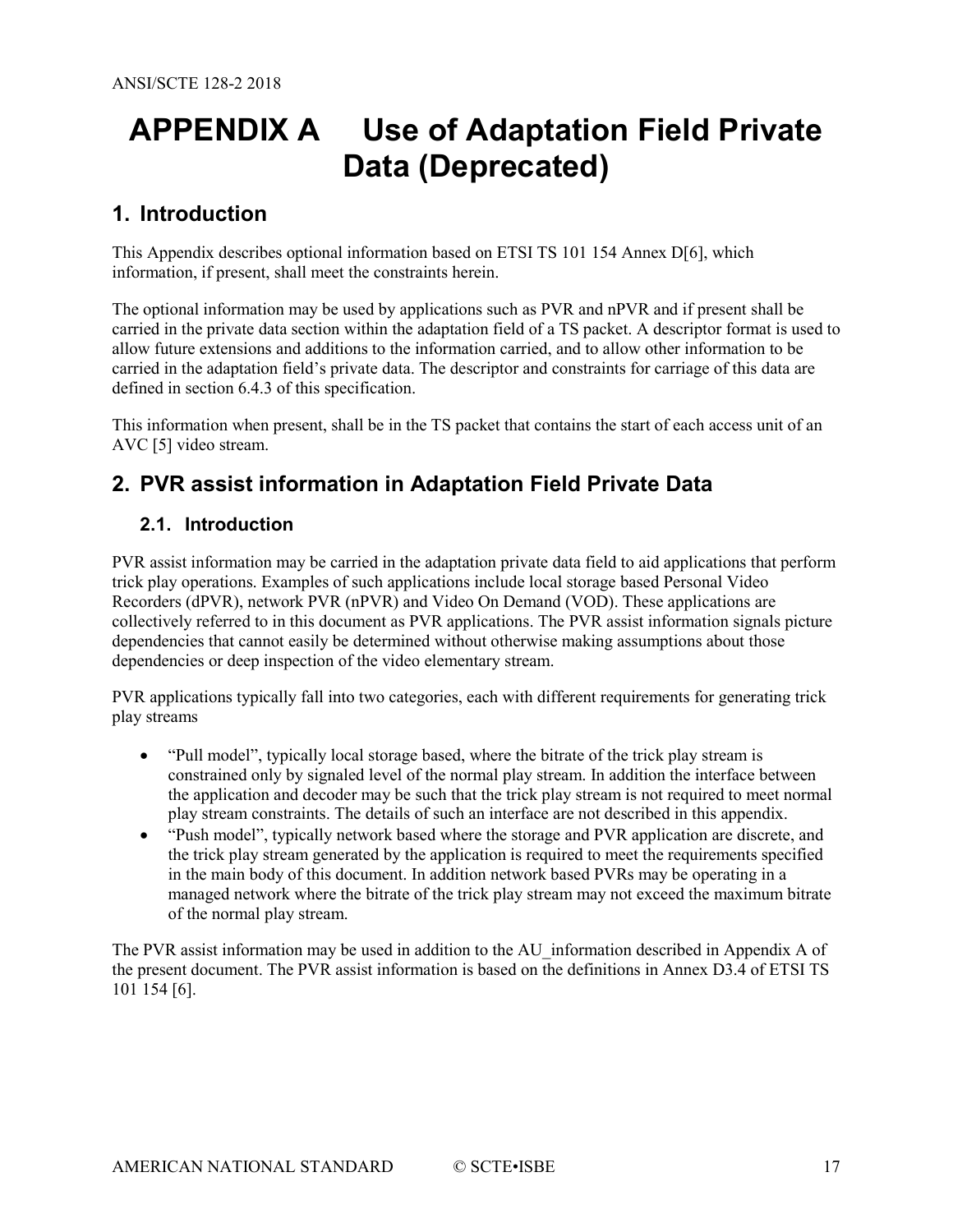# APPENDIX A Use of Adaptation Field Private Data (Deprecated)

## 1. Introduction

This Appendix describes optional information based on ETSI TS 101 154 Annex D[6], which information, if present, shall meet the constraints herein.

The optional information may be used by applications such as PVR and nPVR and if present shall be carried in the private data section within the adaptation field of a TS packet. A descriptor format is used to allow future extensions and additions to the information carried, and to allow other information to be carried in the adaptation field's private data. The descriptor and constraints for carriage of this data are defined in section 6.4.3 of this specification.

This information when present, shall be in the TS packet that contains the start of each access unit of an AVC [5] video stream.

## 2. PVR assist information in Adaptation Field Private Data

### 2.1. Introduction

PVR assist information may be carried in the adaptation private data field to aid applications that perform trick play operations. Examples of such applications include local storage based Personal Video Recorders (dPVR), network PVR (nPVR) and Video On Demand (VOD). These applications are collectively referred to in this document as PVR applications. The PVR assist information signals picture dependencies that cannot easily be determined without otherwise making assumptions about those dependencies or deep inspection of the video elementary stream.

PVR applications typically fall into two categories, each with different requirements for generating trick play streams

- "Pull model", typically local storage based, where the bitrate of the trick play stream is constrained only by signaled level of the normal play stream. In addition the interface between the application and decoder may be such that the trick play stream is not required to meet normal play stream constraints. The details of such an interface are not described in this appendix.
- "Push model", typically network based where the storage and PVR application are discrete, and the trick play stream generated by the application is required to meet the requirements specified in the main body of this document. In addition network based PVRs may be operating in a managed network where the bitrate of the trick play stream may not exceed the maximum bitrate of the normal play stream.

The PVR assist information may be used in addition to the AU_information described in Appendix A of the present document. The PVR assist information is based on the definitions in Annex D3.4 of ETSI TS 101 154 [6].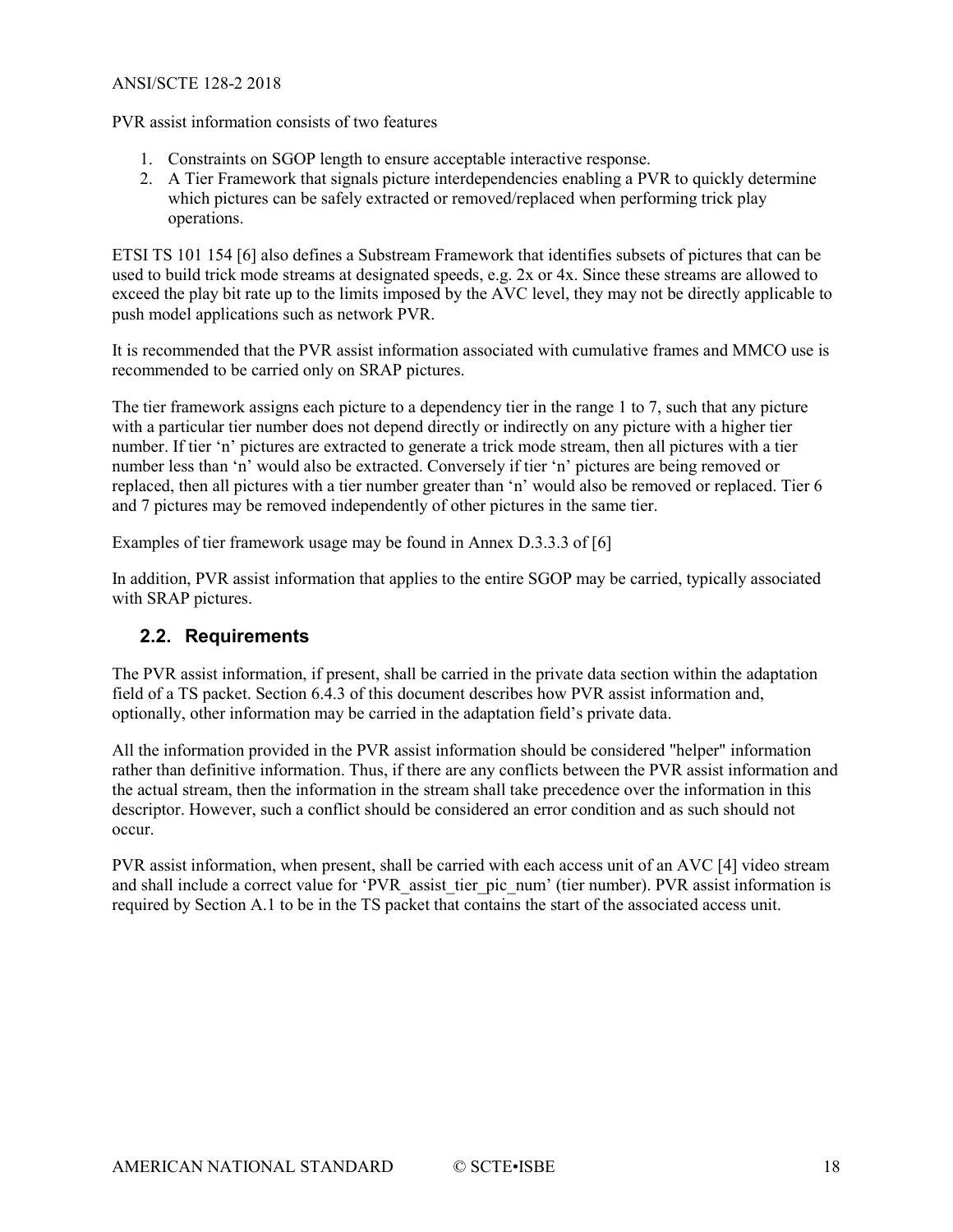PVR assist information consists of two features

1. Constraints on SGOP length to ensure acceptable interactive response.
2. A Tier Framework that signals picture interdependencies enabling a PVR to quickly determine which pictures can be safely extracted or removed/replaced when performing trick play operations.

ETSI TS 101 154 [6] also defines a Substream Framework that identifies subsets of pictures that can be used to build trick mode streams at designated speeds, e.g. 2x or 4x. Since these streams are allowed to exceed the play bit rate up to the limits imposed by the AVC level, they may not be directly applicable to push model applications such as network PVR.

It is recommended that the PVR assist information associated with cumulative frames and MMCO use is recommended to be carried only on SRAP pictures.

The tier framework assigns each picture to a dependency tier in the range 1 to 7, such that any picture with a particular tier number does not depend directly or indirectly on any picture with a higher tier number. If tier 'n' pictures are extracted to generate a trick mode stream, then all pictures with a tier number less than 'n' would also be extracted. Conversely if tier 'n' pictures are being removed or replaced, then all pictures with a tier number greater than 'n' would also be removed or replaced. Tier 6 and 7 pictures may be removed independently of other pictures in the same tier.

Examples of tier framework usage may be found in Annex D.3.3.3 of [6]

In addition, PVR assist information that applies to the entire SGOP may be carried, typically associated with SRAP pictures.

## 2.2. Requirements

The PVR assist information, if present, shall be carried in the private data section within the adaptation field of a TS packet. Section 6.4.3 of this document describes how PVR assist information and, optionally, other information may be carried in the adaptation field's private data.

All the information provided in the PVR assist information should be considered "helper" information rather than definitive information. Thus, if there are any conflicts between the PVR assist information and the actual stream, then the information in the stream shall take precedence over the information in this descriptor. However, such a conflict should be considered an error condition and as such should not occur.

PVR assist information, when present, shall be carried with each access unit of an AVC [4] video stream and shall include a correct value for 'PVR_assist_tier_pic_num' (tier number). PVR assist information is required by Section A.1 to be in the TS packet that contains the start of the associated access unit.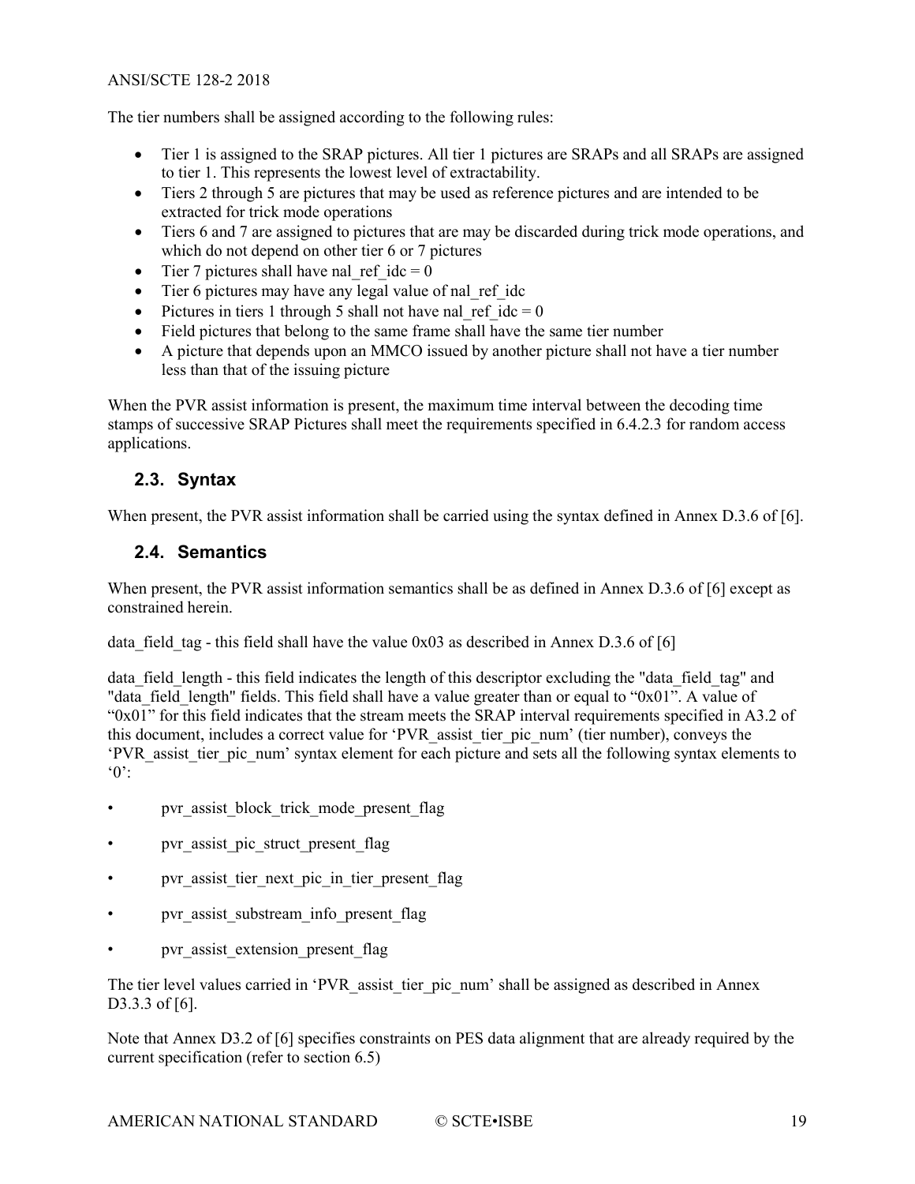The tier numbers shall be assigned according to the following rules:

- Tier 1 is assigned to the SRAP pictures. All tier 1 pictures are SRAPs and all SRAPs are assigned to tier 1. This represents the lowest level of extractability.
- Tiers 2 through 5 are pictures that may be used as reference pictures and are intended to be extracted for trick mode operations
- Tiers 6 and 7 are assigned to pictures that are may be discarded during trick mode operations, and which do not depend on other tier 6 or 7 pictures
- Tier 7 pictures shall have nal_ref_idc = 0
- Tier 6 pictures may have any legal value of nal_ref_idc
- Pictures in tiers 1 through 5 shall not have nal_ref_idc = 0
- Field pictures that belong to the same frame shall have the same tier number
- A picture that depends upon an MMCO issued by another picture shall not have a tier number less than that of the issuing picture

When the PVR assist information is present, the maximum time interval between the decoding time stamps of successive SRAP Pictures shall meet the requirements specified in 6.4.2.3 for random access applications.

## 2.3. Syntax

When present, the PVR assist information shall be carried using the syntax defined in Annex D.3.6 of [6].

## 2.4. Semantics

When present, the PVR assist information semantics shall be as defined in Annex D.3.6 of [6] except as constrained herein.

data_field_tag - this field shall have the value 0x03 as described in Annex D.3.6 of [6]

data_field_length - this field indicates the length of this descriptor excluding the "data_field_tag" and "data_field_length" fields. This field shall have a value greater than or equal to "0x01". A value of "0x01" for this field indicates that the stream meets the SRAP interval requirements specified in A3.2 of this document, includes a correct value for 'PVR_assist_tier_pic_num' (tier number), conveys the 'PVR_assist_tier_pic_num' syntax element for each picture and sets all the following syntax elements to '0':

- pvr_assist_block_trick_mode_present_flag
- pvr_assist_pic_struct_present_flag
- pvr_assist_tier_next_pic_in_tier_present_flag
- pvr_assist_substream_info_present_flag
- pvr_assist_extension_present_flag

The tier level values carried in 'PVR_assist_tier_pic_num' shall be assigned as described in Annex D3.3.3 of [6].

Note that Annex D3.2 of [6] specifies constraints on PES data alignment that are already required by the current specification (refer to section 6.5)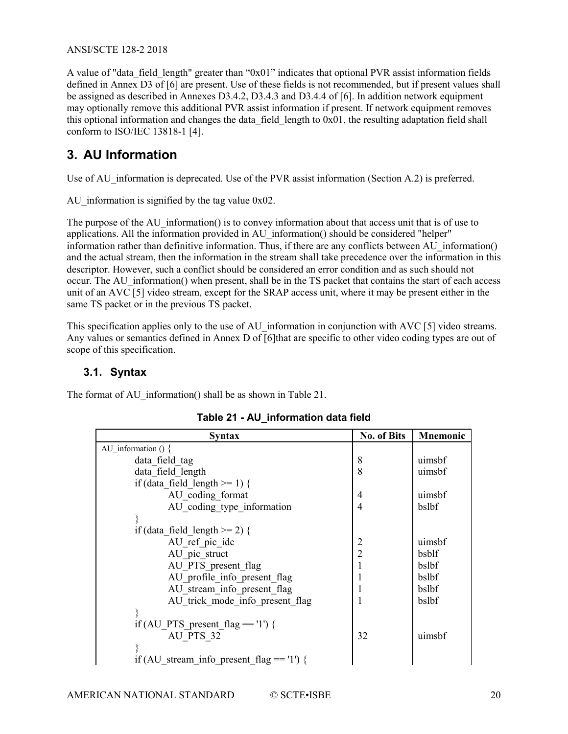A value of "data_field_length" greater than “0x01” indicates that optional PVR assist information fields defined in Annex D3 of [6] are present. Use of these fields is not recommended, but if present values shall be assigned as described in Annexes D3.4.2, D3.4.3 and D3.4.4 of [6]. In addition network equipment may optionally remove this additional PVR assist information if present. If network equipment removes this optional information and changes the data_field_length to 0x01, the resulting adaptation field shall conform to ISO/IEC 13818-1 [4].

# 3. AU Information

Use of AU_information is deprecated. Use of the PVR assist information (Section A.2) is preferred.

AU_information is signified by the tag value 0x02.

The purpose of the AU_information() is to convey information about that access unit that is of use to applications. All the information provided in AU_information() should be considered "helper" information rather than definitive information. Thus, if there are any conflicts between AU_information() and the actual stream, then the information in the stream shall take precedence over the information in this descriptor. However, such a conflict should be considered an error condition and as such should not occur. The AU_information() when present, shall be in the TS packet that contains the start of each access unit of an AVC [5] video stream, except for the SRAP access unit, where it may be present either in the same TS packet or in the previous TS packet.

This specification applies only to the use of AU_information in conjunction with AVC [5] video streams. Any values or semantics defined in Annex D of [6]that are specific to other video coding types are out of scope of this specification.

## 3.1. Syntax

The format of AU_information() shall be as shown in Table 21.

**Table 21 - AU_information data field**

| Syntax | No. of Bits | Mnemonic |
|---|---|---|
| AU_information () { | | |
| &nbsp;&nbsp;&nbsp;&nbsp;data_field_tag | 8 | uimsbf |
| &nbsp;&nbsp;&nbsp;&nbsp;data_field_length | 8 | uimsbf |
| &nbsp;&nbsp;&nbsp;&nbsp;if (data_field_length >= 1) { | | |
| &nbsp;&nbsp;&nbsp;&nbsp;&nbsp;&nbsp;&nbsp;&nbsp;AU_coding_format | 4 | uimsbf |
| &nbsp;&nbsp;&nbsp;&nbsp;&nbsp;&nbsp;&nbsp;&nbsp;AU_coding_type_information | 4 | bslbf |
| &nbsp;&nbsp;&nbsp;&nbsp;} | | |
| &nbsp;&nbsp;&nbsp;&nbsp;if (data_field_length >= 2) { | | |
| &nbsp;&nbsp;&nbsp;&nbsp;&nbsp;&nbsp;&nbsp;&nbsp;AU_ref_pic_idc | 2 | uimsbf |
| &nbsp;&nbsp;&nbsp;&nbsp;&nbsp;&nbsp;&nbsp;&nbsp;AU_pic_struct | 2 | bsblf |
| &nbsp;&nbsp;&nbsp;&nbsp;&nbsp;&nbsp;&nbsp;&nbsp;AU_PTS_present_flag | 1 | bslbf |
| &nbsp;&nbsp;&nbsp;&nbsp;&nbsp;&nbsp;&nbsp;&nbsp;AU_profile_info_present_flag | 1 | bslbf |
| &nbsp;&nbsp;&nbsp;&nbsp;&nbsp;&nbsp;&nbsp;&nbsp;AU_stream_info_present_flag | 1 | bslbf |
| &nbsp;&nbsp;&nbsp;&nbsp;&nbsp;&nbsp;&nbsp;&nbsp;AU_trick_mode_info_present_flag | 1 | bslbf |
| &nbsp;&nbsp;&nbsp;&nbsp;} | | |
| &nbsp;&nbsp;&nbsp;&nbsp;if (AU_PTS_present_flag == '1') { | | |
| &nbsp;&nbsp;&nbsp;&nbsp;&nbsp;&nbsp;&nbsp;&nbsp;AU_PTS_32 | 32 | uimsbf |
| &nbsp;&nbsp;&nbsp;&nbsp;} | | |
| &nbsp;&nbsp;&nbsp;&nbsp;if (AU_stream_info_present_flag == '1') { | | |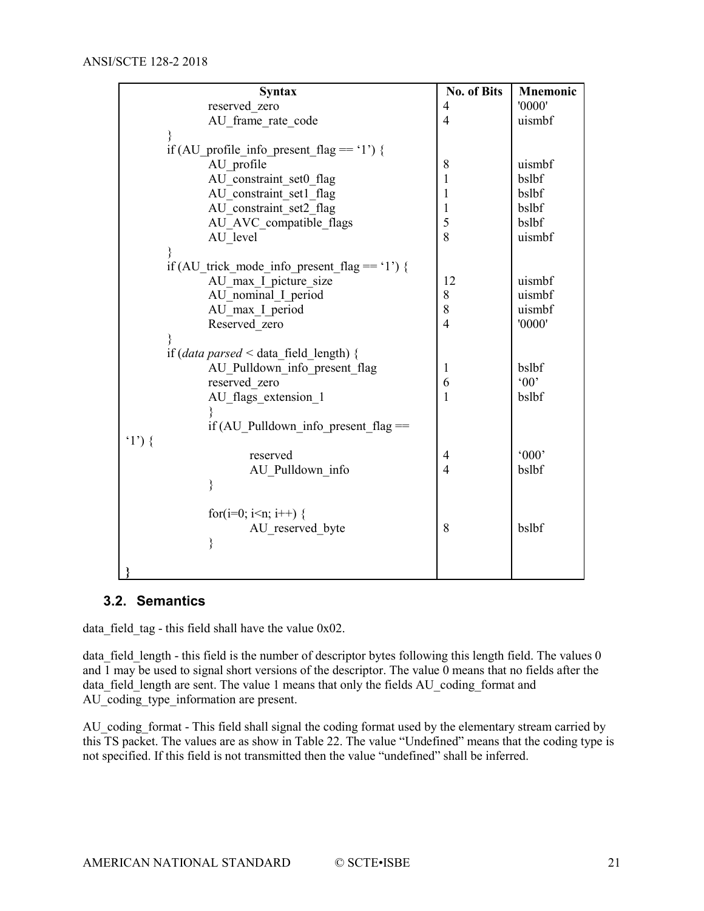| Syntax | No. of Bits | Mnemonic |
|---|---|---|
| reserved_zero | 4 | '0000' |
| AU_frame_rate_code | 4 | uismbf |
| } | | |
| if (AU_profile_info_present_flag == '1') { | | |
| AU_profile | 8 | uismbf |
| AU_constraint_set0_flag | 1 | bslbf |
| AU_constraint_set1_flag | 1 | bslbf |
| AU_constraint_set2_flag | 1 | bslbf |
| AU_AVC_compatible_flags | 5 | bslbf |
| AU_level | 8 | uismbf |
| } | | |
| if (AU_trick_mode_info_present_flag == '1') { | | |
| AU_max_I_picture_size | 12 | uismbf |
| AU_nominal_I_period | 8 | uismbf |
| AU_max_I_period | 8 | uismbf |
| Reserved_zero | 4 | '0000' |
| } | | |
| if (*data parsed* < data_field_length) { | | |
| AU_Pulldown_info_present_flag | 1 | bslbf |
| reserved_zero | 6 | '00' |
| AU_flags_extension_1 | 1 | bslbf |
| } | | |
| if (AU_Pulldown_info_present_flag == '1') { | | |
| reserved | 4 | '000' |
| AU_Pulldown_info | 4 | bslbf |
| } | | |
| for(i=0; i<n; i++) { | | |
| AU_reserved_byte | 8 | bslbf |
| } | | |
| } | | |

### 3.2. Semantics

data_field_tag - this field shall have the value 0x02.

data_field_length - this field is the number of descriptor bytes following this length field. The values 0 and 1 may be used to signal short versions of the descriptor. The value 0 means that no fields after the data_field_length are sent. The value 1 means that only the fields AU_coding_format and AU_coding_type_information are present.

AU_coding_format - This field shall signal the coding format used by the elementary stream carried by this TS packet. The values are as show in Table 22. The value "Undefined" means that the coding type is not specified. If this field is not transmitted then the value "undefined" shall be inferred.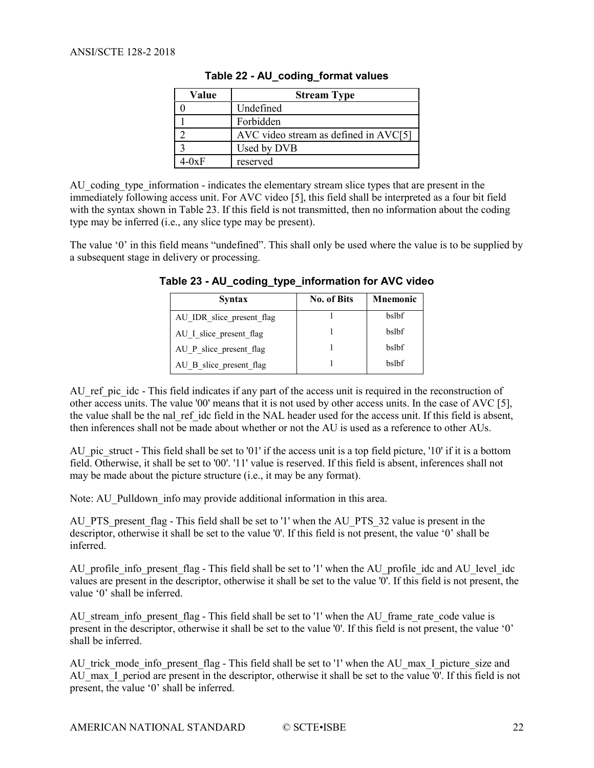**Table 22 - AU_coding_format values**

| Value | Stream Type |
|---|---|
| 0 | Undefined |
| 1 | Forbidden |
| 2 | AVC video stream as defined in AVC[5] |
| 3 | Used by DVB |
| 4-0xF | reserved |

AU_coding_type_information - indicates the elementary stream slice types that are present in the immediately following access unit. For AVC video [5], this field shall be interpreted as a four bit field with the syntax shown in Table 23. If this field is not transmitted, then no information about the coding type may be inferred (i.e., any slice type may be present).

The value '0' in this field means "undefined". This shall only be used where the value is to be supplied by a subsequent stage in delivery or processing.

**Table 23 - AU_coding_type_information for AVC video**

| Syntax | No. of Bits | Mnemonic |
|---|---|---|
| AU_IDR_slice_present_flag | 1 | bslbf |
| AU_I_slice_present_flag | 1 | bslbf |
| AU_P_slice_present_flag | 1 | bslbf |
| AU_B_slice_present_flag | 1 | bslbf |

AU_ref_pic_idc - This field indicates if any part of the access unit is required in the reconstruction of other access units. The value '00' means that it is not used by other access units. In the case of AVC [5], the value shall be the nal_ref_idc field in the NAL header used for the access unit. If this field is absent, then inferences shall not be made about whether or not the AU is used as a reference to other AUs.

AU_pic_struct - This field shall be set to '01' if the access unit is a top field picture, '10' if it is a bottom field. Otherwise, it shall be set to '00'. '11' value is reserved. If this field is absent, inferences shall not may be made about the picture structure (i.e., it may be any format).

Note: AU_Pulldown_info may provide additional information in this area.

AU_PTS_present_flag - This field shall be set to '1' when the AU_PTS_32 value is present in the descriptor, otherwise it shall be set to the value '0'. If this field is not present, the value '0' shall be inferred.

AU_profile_info_present_flag - This field shall be set to '1' when the AU_profile_idc and AU_level_idc values are present in the descriptor, otherwise it shall be set to the value '0'. If this field is not present, the value '0' shall be inferred.

AU_stream_info_present_flag - This field shall be set to '1' when the AU_frame_rate_code value is present in the descriptor, otherwise it shall be set to the value '0'. If this field is not present, the value '0' shall be inferred.

AU_trick_mode_info_present_flag - This field shall be set to '1' when the AU_max_I_picture_size and AU_max_I_period are present in the descriptor, otherwise it shall be set to the value '0'. If this field is not present, the value '0' shall be inferred.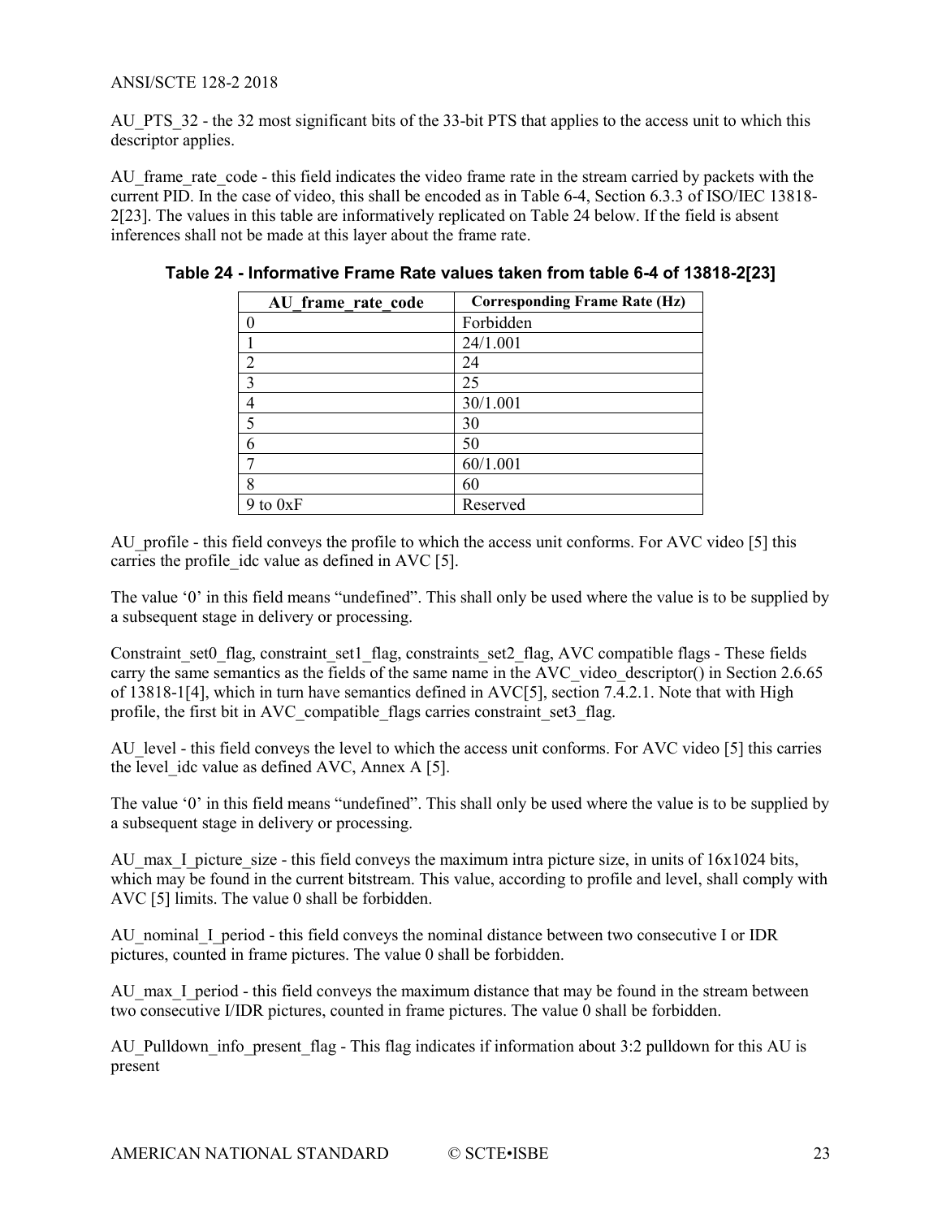AU_PTS_32 - the 32 most significant bits of the 33-bit PTS that applies to the access unit to which this descriptor applies.

AU_frame_rate_code - this field indicates the video frame rate in the stream carried by packets with the current PID. In the case of video, this shall be encoded as in Table 6-4, Section 6.3.3 of ISO/IEC 13818-2[23]. The values in this table are informatively replicated on Table 24 below. If the field is absent inferences shall not be made at this layer about the frame rate.

**Table 24 - Informative Frame Rate values taken from table 6-4 of 13818-2[23]**

| AU_frame_rate_code | Corresponding Frame Rate (Hz) |
|---|---|
| 0 | Forbidden |
| 1 | 24/1.001 |
| 2 | 24 |
| 3 | 25 |
| 4 | 30/1.001 |
| 5 | 30 |
| 6 | 50 |
| 7 | 60/1.001 |
| 8 | 60 |
| 9 to 0xF | Reserved |

AU_profile - this field conveys the profile to which the access unit conforms. For AVC video [5] this carries the profile_idc value as defined in AVC [5].

The value '0' in this field means "undefined". This shall only be used where the value is to be supplied by a subsequent stage in delivery or processing.

Constraint_set0_flag, constraint_set1_flag, constraints_set2_flag, AVC compatible flags - These fields carry the same semantics as the fields of the same name in the AVC_video_descriptor() in Section 2.6.65 of 13818-1[4], which in turn have semantics defined in AVC[5], section 7.4.2.1. Note that with High profile, the first bit in AVC_compatible_flags carries constraint_set3_flag.

AU_level - this field conveys the level to which the access unit conforms. For AVC video [5] this carries the level_idc value as defined AVC, Annex A [5].

The value '0' in this field means "undefined". This shall only be used where the value is to be supplied by a subsequent stage in delivery or processing.

AU_max_I_picture_size - this field conveys the maximum intra picture size, in units of 16x1024 bits, which may be found in the current bitstream. This value, according to profile and level, shall comply with AVC [5] limits. The value 0 shall be forbidden.

AU_nominal_I_period - this field conveys the nominal distance between two consecutive I or IDR pictures, counted in frame pictures. The value 0 shall be forbidden.

AU_max_I_period - this field conveys the maximum distance that may be found in the stream between two consecutive I/IDR pictures, counted in frame pictures. The value 0 shall be forbidden.

AU_Pulldown_info_present_flag - This flag indicates if information about 3:2 pulldown for this AU is present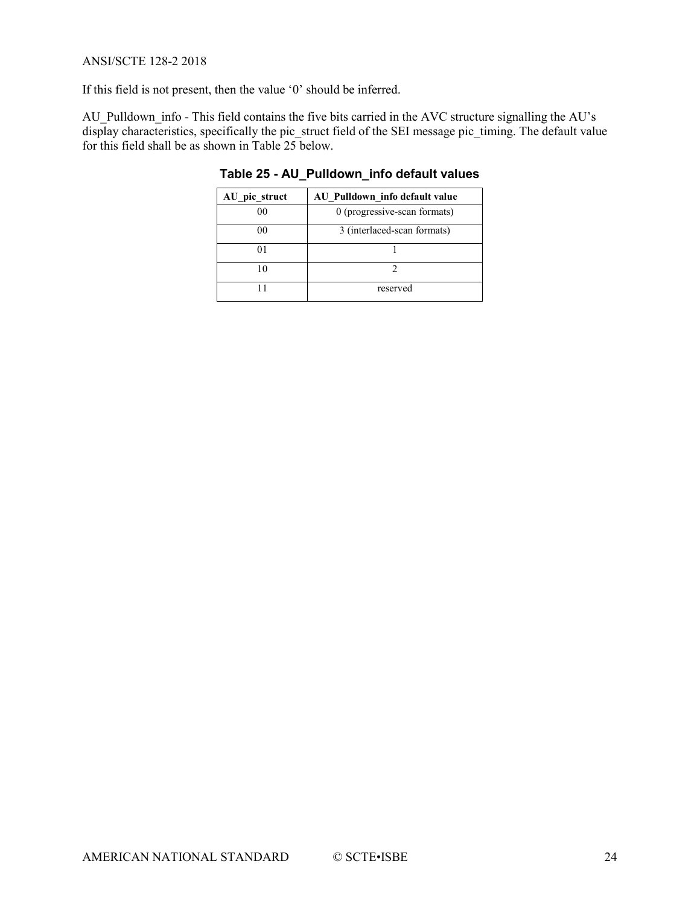If this field is not present, then the value ‘0’ should be inferred.

AU_Pulldown_info - This field contains the five bits carried in the AVC structure signalling the AU’s display characteristics, specifically the pic_struct field of the SEI message pic_timing. The default value for this field shall be as shown in Table 25 below.

**Table 25 - AU_Pulldown_info default values**

| AU_pic_struct | AU_Pulldown_info default value |
|---|---|
| 00 | 0 (progressive-scan formats) |
| 00 | 3 (interlaced-scan formats) |
| 01 | 1 |
| 10 | 2 |
| 11 | reserved |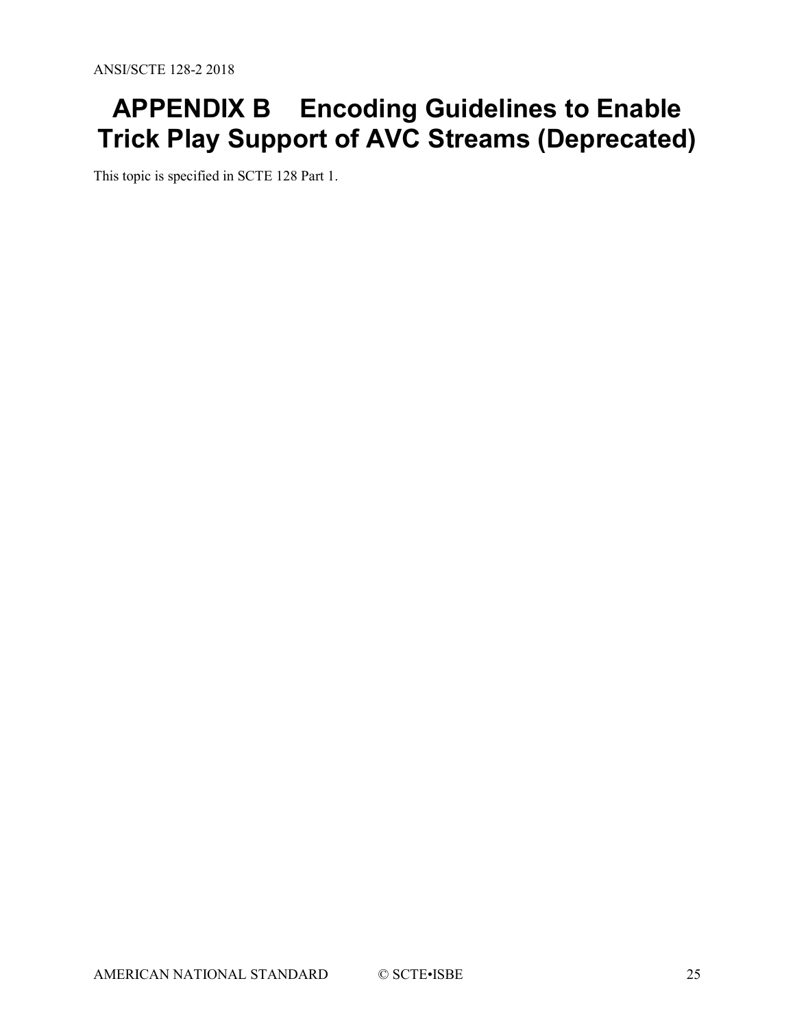# APPENDIX B Encoding Guidelines to Enable Trick Play Support of AVC Streams (Deprecated)

This topic is specified in SCTE 128 Part 1.